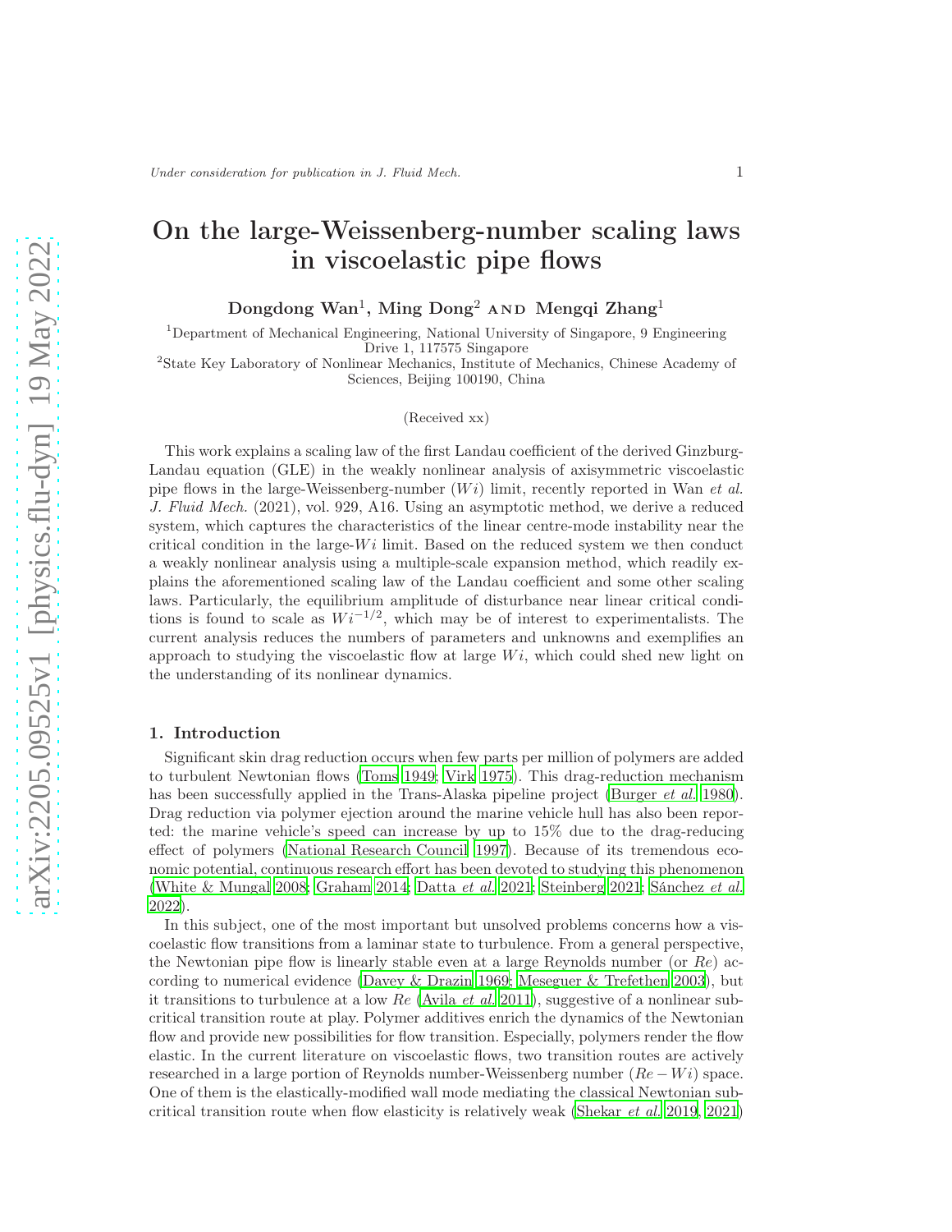# On the large-Weissenberg-number scaling laws in viscoelastic pipe flows

**Dongdong Wan**[1], **Ming Dong**[2] AND **Mengqi Zhang**[1]

[1]Department of Mechanical Engineering, National University of Singapore, 9 Engineering Drive 1, 117575 Singapore

[2]State Key Laboratory of Nonlinear Mechanics, Institute of Mechanics, Chinese Academy of Sciences, Beijing 100190, China

(Received xx)

This work explains a scaling law of the first Landau coefficient of the derived Ginzburg-Landau equation (GLE) in the weakly nonlinear analysis of axisymmetric viscoelastic pipe flows in the large-Weissenberg-number ($Wi$) limit, recently reported in Wan *et al.* *J. Fluid Mech.* (2021), vol. 929, A16. Using an asymptotic method, we derive a reduced system, which captures the characteristics of the linear centre-mode instability near the critical condition in the large-$Wi$ limit. Based on the reduced system we then conduct a weakly nonlinear analysis using a multiple-scale expansion method, which readily explains the aforementioned scaling law of the Landau coefficient and some other scaling laws. Particularly, the equilibrium amplitude of disturbance near linear critical conditions is found to scale as $Wi^{-1/2}$, which may be of interest to experimentalists. The current analysis reduces the numbers of parameters and unknowns and exemplifies an approach to studying the viscoelastic flow at large $Wi$, which could shed new light on the understanding of its nonlinear dynamics.

## 1. Introduction

Significant skin drag reduction occurs when few parts per million of polymers are added to turbulent Newtonian flows (Toms 1949; Virk 1975). This drag-reduction mechanism has been successfully applied in the Trans-Alaska pipeline project (Burger *et al.* 1980). Drag reduction via polymer ejection around the marine vehicle hull has also been reported: the marine vehicle's speed can increase by up to 15% due to the drag-reducing effect of polymers (National Research Council 1997). Because of its tremendous economic potential, continuous research effort has been devoted to studying this phenomenon (White & Mungal 2008; Graham 2014; Datta *et al.* 2021; Steinberg 2021; Sánchez *et al.* 2022).

In this subject, one of the most important but unsolved problems concerns how a viscoelastic flow transitions from a laminar state to turbulence. From a general perspective, the Newtonian pipe flow is linearly stable even at a large Reynolds number (or $Re$) according to numerical evidence (Davey & Drazin 1969; Meseguer & Trefethen 2003), but it transitions to turbulence at a low $Re$ (Avila *et al.* 2011), suggestive of a nonlinear subcritical transition route at play. Polymer additives enrich the dynamics of the Newtonian flow and provide new possibilities for flow transition. Especially, polymers render the flow elastic. In the current literature on viscoelastic flows, two transition routes are actively researched in a large portion of Reynolds number-Weissenberg number ($Re - Wi$) space. One of them is the elastically-modified wall mode mediating the classical Newtonian subcritical transition route when flow elasticity is relatively weak (Shekar *et al.* 2019, 2021)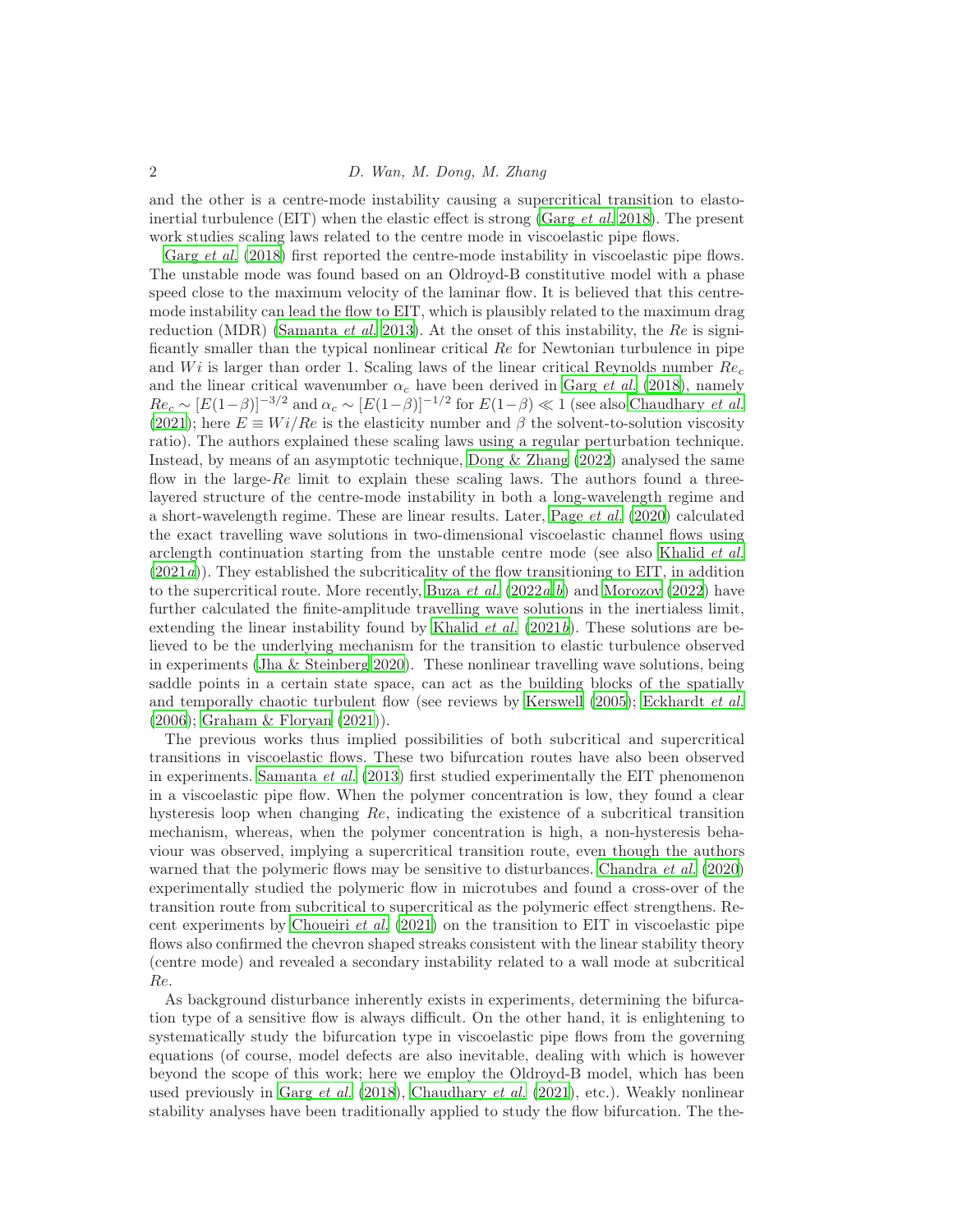and the other is a centre-mode instability causing a supercritical transition to elasto-inertial turbulence (EIT) when the elastic effect is strong (Garg *et al.* 2018). The present work studies scaling laws related to the centre mode in viscoelastic pipe flows.

Garg *et al.* (2018) first reported the centre-mode instability in viscoelastic pipe flows. The unstable mode was found based on an Oldroyd-B constitutive model with a phase speed close to the maximum velocity of the laminar flow. It is believed that this centre-mode instability can lead the flow to EIT, which is plausibly related to the maximum drag reduction (MDR) (Samanta *et al.* 2013). At the onset of this instability, the $Re$ is significantly smaller than the typical nonlinear critical $Re$ for Newtonian turbulence in pipe and $Wi$ is larger than order 1. Scaling laws of the linear critical Reynolds number $Re_c$ and the linear critical wavenumber $\alpha_c$ have been derived in Garg *et al.* (2018), namely $Re_c \sim [E(1-\beta)]^{-3/2}$ and $\alpha_c \sim [E(1-\beta)]^{-1/2}$ for $E(1-\beta) \ll 1$ (see also Chaudhary *et al.* (2021); here $E \equiv Wi/Re$ is the elasticity number and $\beta$ the solvent-to-solution viscosity ratio). The authors explained these scaling laws using a regular perturbation technique. Instead, by means of an asymptotic technique, Dong & Zhang (2022) analysed the same flow in the large-$Re$ limit to explain these scaling laws. The authors found a three-layered structure of the centre-mode instability in both a long-wavelength regime and a short-wavelength regime. These are linear results. Later, Page *et al.* (2020) calculated the exact travelling wave solutions in two-dimensional viscoelastic channel flows using arclength continuation starting from the unstable centre mode (see also Khalid *et al.* (2021*a*)). They established the subcriticality of the flow transitioning to EIT, in addition to the supercritical route. More recently, Buza *et al.* (2022*a*,*b*) and Morozov (2022) have further calculated the finite-amplitude travelling wave solutions in the inertialess limit, extending the linear instability found by Khalid *et al.* (2021*b*). These solutions are believed to be the underlying mechanism for the transition to elastic turbulence observed in experiments (Jha & Steinberg 2020). These nonlinear travelling wave solutions, being saddle points in a certain state space, can act as the building blocks of the spatially and temporally chaotic turbulent flow (see reviews by Kerswell (2005); Eckhardt *et al.* (2006); Graham & Floryan (2021)).

The previous works thus implied possibilities of both subcritical and supercritical transitions in viscoelastic flows. These two bifurcation routes have also been observed in experiments. Samanta *et al.* (2013) first studied experimentally the EIT phenomenon in a viscoelastic pipe flow. When the polymer concentration is low, they found a clear hysteresis loop when changing $Re$, indicating the existence of a subcritical transition mechanism, whereas, when the polymer concentration is high, a non-hysteresis behaviour was observed, implying a supercritical transition route, even though the authors warned that the polymeric flows may be sensitive to disturbances. Chandra *et al.* (2020) experimentally studied the polymeric flow in microtubes and found a cross-over of the transition route from subcritical to supercritical as the polymeric effect strengthens. Recent experiments by Choueiri *et al.* (2021) on the transition to EIT in viscoelastic pipe flows also confirmed the chevron shaped streaks consistent with the linear stability theory (centre mode) and revealed a secondary instability related to a wall mode at subcritical $Re$.

As background disturbance inherently exists in experiments, determining the bifurcation type of a sensitive flow is always difficult. On the other hand, it is enlightening to systematically study the bifurcation type in viscoelastic pipe flows from the governing equations (of course, model defects are also inevitable, dealing with which is however beyond the scope of this work; here we employ the Oldroyd-B model, which has been used previously in Garg *et al.* (2018), Chaudhary *et al.* (2021), etc.). Weakly nonlinear stability analyses have been traditionally applied to study the flow bifurcation. The the-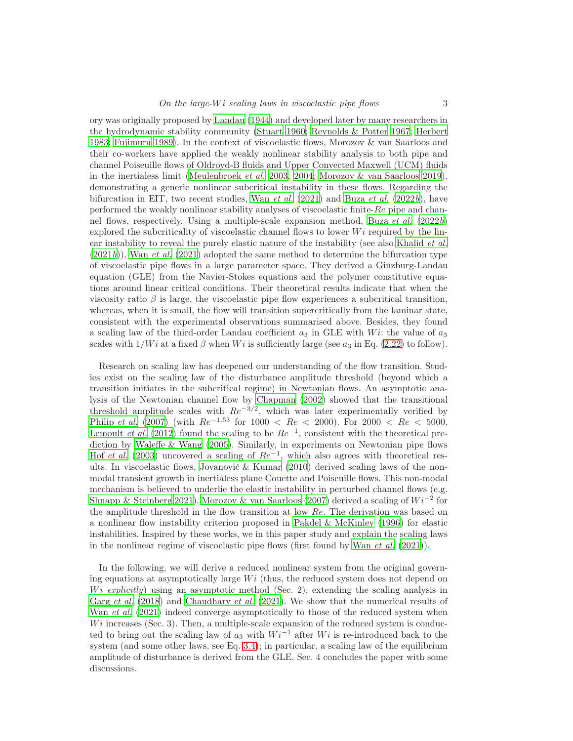ory was originally proposed by Landau (1944) and developed later by many researchers in the hydrodynamic stability community (Stuart 1960; Reynolds & Potter 1967; Herbert 1983; Fujimura 1989). In the context of viscoelastic flows, Morozov & van Saarloos and their co-workers have applied the weakly nonlinear stability analysis to both pipe and channel Poiseuille flows of Oldroyd-B fluids and Upper Convected Maxwell (UCM) fluids in the inertialess limit (Meulenbroek *et al.* 2003, 2004; Morozov & van Saarloos 2019), demonstrating a generic nonlinear subcritical instability in these flows. Regarding the bifurcation in EIT, two recent studies, Wan *et al.* (2021) and Buza *et al.* (2022*b*), have performed the weakly nonlinear stability analyses of viscoelastic finite-$Re$ pipe and channel flows, respectively. Using a multiple-scale expansion method, Buza *et al.* (2022*b*) explored the subcriticality of viscoelastic channel flows to lower $Wi$ required by the linear instability to reveal the purely elastic nature of the instability (see also Khalid *et al.* (2021*b*)). Wan *et al.* (2021) adopted the same method to determine the bifurcation type of viscoelastic pipe flows in a large parameter space. They derived a Ginzburg-Landau equation (GLE) from the Navier-Stokes equations and the polymer constitutive equations around linear critical conditions. Their theoretical results indicate that when the viscosity ratio $\beta$ is large, the viscoelastic pipe flow experiences a subcritical transition, whereas, when it is small, the flow will transition supercritically from the laminar state, consistent with the experimental observations summarised above. Besides, they found a scaling law of the third-order Landau coefficient $a_3$ in GLE with $Wi$: the value of $a_3$ scales with $1/Wi$ at a fixed $\beta$ when $Wi$ is sufficiently large (see $a_3$ in Eq. (2.22) to follow).

Research on scaling law has deepened our understanding of the flow transition. Studies exist on the scaling law of the disturbance amplitude threshold (beyond which a transition initiates in the subcritical regime) in Newtonian flows. An asymptotic analysis of the Newtonian channel flow by Chapman (2002) showed that the transitional threshold amplitude scales with $Re^{-3/2}$, which was later experimentally verified by Philip *et al.* (2007) (with $Re^{-1.53}$ for $1000 < Re < 2000$). For $2000 < Re < 5000$, Lemoult *et al.* (2012) found the scaling to be $Re^{-1}$, consistent with the theoretical prediction by Waleffe & Wang (2005). Similarly, in experiments on Newtonian pipe flows Hof *et al.* (2003) uncovered a scaling of $Re^{-1}$, which also agrees with theoretical results. In viscoelastic flows, Jovanović & Kumar (2010) derived scaling laws of the non-modal transient growth in inertialess plane Couette and Poiseuille flows. This non-modal mechanism is believed to underlie the elastic instability in perturbed channel flows (e.g. Shnapp & Steinberg 2021). Morozov & van Saarloos (2007) derived a scaling of $Wi^{-2}$ for the amplitude threshold in the flow transition at low $Re$. The derivation was based on a nonlinear flow instability criterion proposed in Pakdel & McKinley (1996) for elastic instabilities. Inspired by these works, we in this paper study and explain the scaling laws in the nonlinear regime of viscoelastic pipe flows (first found by Wan *et al.* (2021)).

In the following, we will derive a reduced nonlinear system from the original governing equations at asymptotically large $Wi$ (thus, the reduced system does not depend on $Wi$ *explicitly*) using an asymptotic method (Sec. 2), extending the scaling analysis in Garg *et al.* (2018) and Chaudhary *et al.* (2021). We show that the numerical results of Wan *et al.* (2021) indeed converge asymptotically to those of the reduced system when $Wi$ increases (Sec. 3). Then, a multiple-scale expansion of the reduced system is conducted to bring out the scaling law of $a_3$ with $Wi^{-1}$ after $Wi$ is re-introduced back to the system (and some other laws, see Eq. 3.4); in particular, a scaling law of the equilibrium amplitude of disturbance is derived from the GLE. Sec. 4 concludes the paper with some discussions.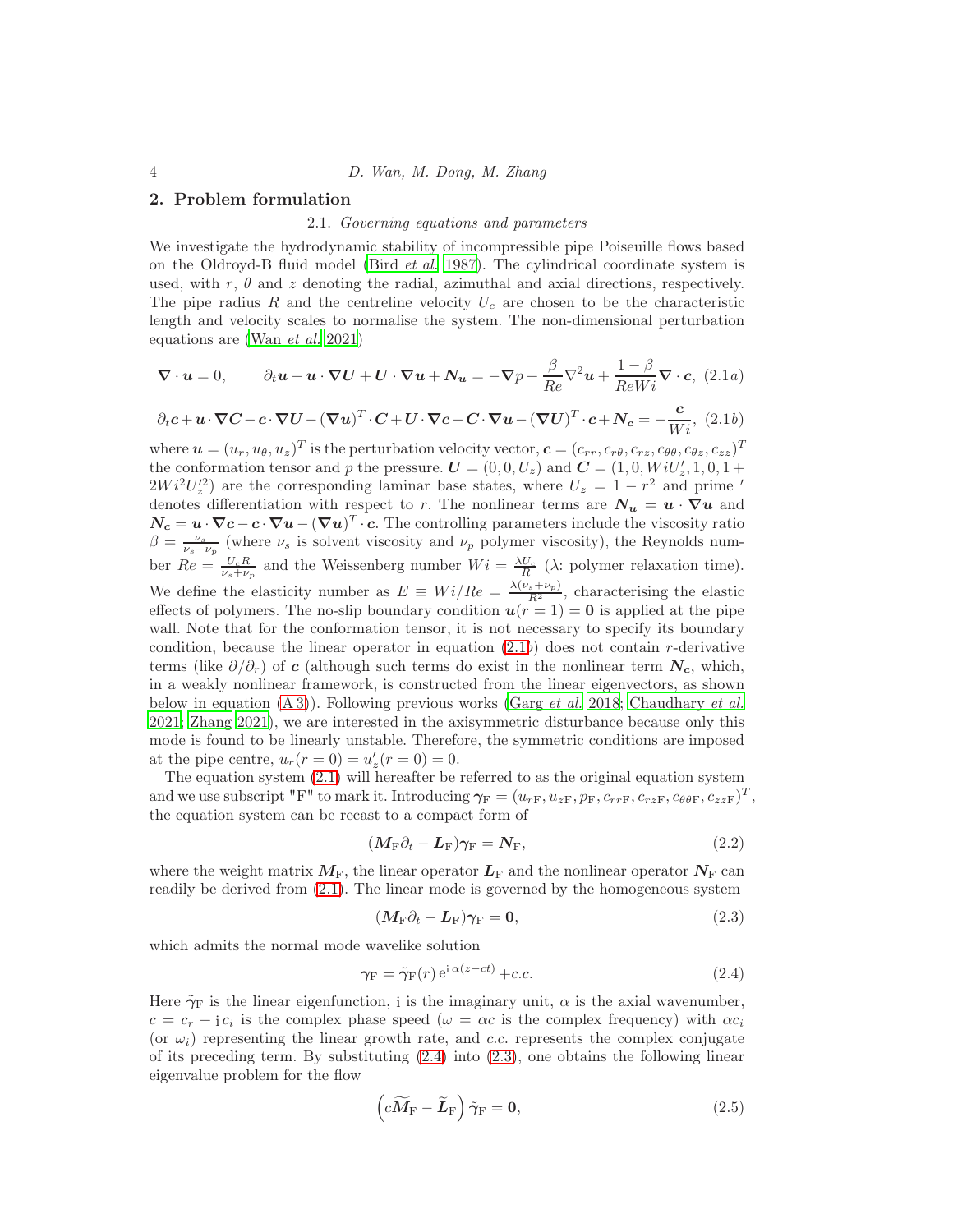## 2. Problem formulation

### 2.1. *Governing equations and parameters*

We investigate the hydrodynamic stability of incompressible pipe Poiseuille flows based on the Oldroyd-B fluid model (Bird *et al.* 1987). The cylindrical coordinate system is used, with $r$, $\theta$ and $z$ denoting the radial, azimuthal and axial directions, respectively. The pipe radius $R$ and the centreline velocity $U_c$ are chosen to be the characteristic length and velocity scales to normalise the system. The non-dimensional perturbation equations are (Wan *et al.* 2021)

$$\boldsymbol{\nabla}\cdot\boldsymbol{u}=0,\qquad \partial_t\boldsymbol{u}+\boldsymbol{u}\cdot\boldsymbol{\nabla}\boldsymbol{U}+\boldsymbol{U}\cdot\boldsymbol{\nabla}\boldsymbol{u}+\boldsymbol{N}_{\boldsymbol{u}}=-\boldsymbol{\nabla}p+\frac{\beta}{Re}\nabla^2\boldsymbol{u}+\frac{1-\beta}{ReWi}\boldsymbol{\nabla}\cdot\boldsymbol{c},\tag{2.1$a$}$$

$$\partial_t\boldsymbol{c}+\boldsymbol{u}\cdot\boldsymbol{\nabla}\boldsymbol{C}-\boldsymbol{c}\cdot\boldsymbol{\nabla}\boldsymbol{U}-(\boldsymbol{\nabla}\boldsymbol{u})^T\cdot\boldsymbol{C}+\boldsymbol{U}\cdot\boldsymbol{\nabla}\boldsymbol{c}-\boldsymbol{C}\cdot\boldsymbol{\nabla}\boldsymbol{u}-(\boldsymbol{\nabla}\boldsymbol{U})^T\cdot\boldsymbol{c}+\boldsymbol{N}_{\boldsymbol{c}}=-\frac{\boldsymbol{c}}{Wi},\tag{2.1$b$}$$

where $\boldsymbol{u}=(u_r,u_\theta,u_z)^T$ is the perturbation velocity vector, $\boldsymbol{c}=(c_{rr},c_{r\theta},c_{rz},c_{\theta\theta},c_{\theta z},c_{zz})^T$ the conformation tensor and $p$ the pressure. $\boldsymbol{U}=(0,0,U_z)$ and $\boldsymbol{C}=(1,0,WiU_z',1,0,1+2Wi^2U_z'^2)$ are the corresponding laminar base states, where $U_z=1-r^2$ and prime $'$ denotes differentiation with respect to $r$. The nonlinear terms are $\boldsymbol{N}_{\boldsymbol{u}}=\boldsymbol{u}\cdot\boldsymbol{\nabla}\boldsymbol{u}$ and $\boldsymbol{N}_{\boldsymbol{c}}=\boldsymbol{u}\cdot\boldsymbol{\nabla}\boldsymbol{c}-\boldsymbol{c}\cdot\boldsymbol{\nabla}\boldsymbol{u}-(\boldsymbol{\nabla}\boldsymbol{u})^T\cdot\boldsymbol{c}$. The controlling parameters include the viscosity ratio $\beta=\frac{\nu_s}{\nu_s+\nu_p}$ (where $\nu_s$ is solvent viscosity and $\nu_p$ polymer viscosity), the Reynolds number $Re=\frac{U_cR}{\nu_s+\nu_p}$ and the Weissenberg number $Wi=\frac{\lambda U_c}{R}$ ($\lambda$: polymer relaxation time). We define the elasticity number as $E\equiv Wi/Re=\frac{\lambda(\nu_s+\nu_p)}{R^2}$, characterising the elastic effects of polymers. The no-slip boundary condition $\boldsymbol{u}(r=1)=\boldsymbol{0}$ is applied at the pipe wall. Note that for the conformation tensor, it is not necessary to specify its boundary condition, because the linear operator in equation (2.1$b$) does not contain $r$-derivative terms (like $\partial/\partial_r$) of $\boldsymbol{c}$ (although such terms do exist in the nonlinear term $\boldsymbol{N}_{\boldsymbol{c}}$, which, in a weakly nonlinear framework, is constructed from the linear eigenvectors, as shown below in equation (A 3)). Following previous works (Garg *et al.* 2018; Chaudhary *et al.* 2021; Zhang 2021), we are interested in the axisymmetric disturbance because only this mode is found to be linearly unstable. Therefore, the symmetric conditions are imposed at the pipe centre, $u_r(r=0)=u_z'(r=0)=0$.

The equation system (2.1) will hereafter be referred to as the original equation system and we use subscript "F" to mark it. Introducing $\boldsymbol{\gamma}_{\rm F}=(u_{r\rm F},u_{z\rm F},p_{\rm F},c_{rr\rm F},c_{rz\rm F},c_{\theta\theta\rm F},c_{zz\rm F})^T$, the equation system can be recast to a compact form of

$$(\boldsymbol{M}_{\rm F}\partial_t-\boldsymbol{L}_{\rm F})\boldsymbol{\gamma}_{\rm F}=\boldsymbol{N}_{\rm F},\tag{2.2}$$

where the weight matrix $\boldsymbol{M}_{\rm F}$, the linear operator $\boldsymbol{L}_{\rm F}$ and the nonlinear operator $\boldsymbol{N}_{\rm F}$ can readily be derived from (2.1). The linear mode is governed by the homogeneous system

$$(\boldsymbol{M}_{\rm F}\partial_t-\boldsymbol{L}_{\rm F})\boldsymbol{\gamma}_{\rm F}=\boldsymbol{0},\tag{2.3}$$

which admits the normal mode wavelike solution

$$\boldsymbol{\gamma}_{\rm F}=\tilde{\boldsymbol{\gamma}}_{\rm F}(r)\,{\rm e}^{{\rm i}\,\alpha(z-ct)}+c.c.\tag{2.4}$$

Here $\tilde{\boldsymbol{\gamma}}_{\rm F}$ is the linear eigenfunction, $\rm i$ is the imaginary unit, $\alpha$ is the axial wavenumber, $c=c_r+{\rm i}\,c_i$ is the complex phase speed ($\omega=\alpha c$ is the complex frequency) with $\alpha c_i$ (or $\omega_i$) representing the linear growth rate, and *c.c.* represents the complex conjugate of its preceding term. By substituting (2.4) into (2.3), one obtains the following linear eigenvalue problem for the flow

$$\left(c\widetilde{\boldsymbol{M}}_{\rm F}-\widetilde{\boldsymbol{L}}_{\rm F}\right)\tilde{\boldsymbol{\gamma}}_{\rm F}=\boldsymbol{0},\tag{2.5}$$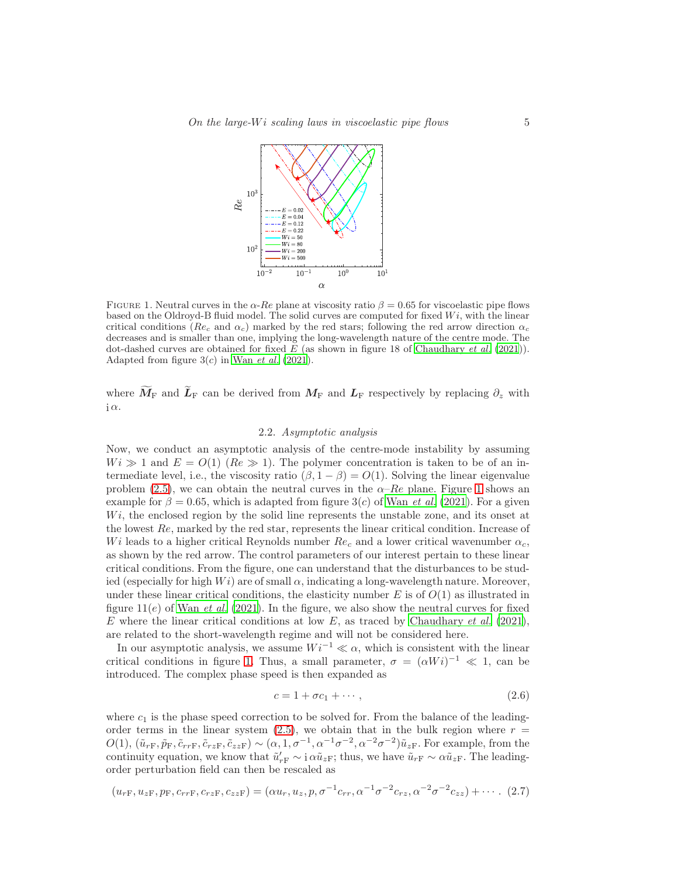FIGURE 1. Neutral curves in the $\alpha$-$Re$ plane at viscosity ratio $\beta = 0.65$ for viscoelastic pipe flows based on the Oldroyd-B fluid model. The solid curves are computed for fixed $Wi$, with the linear critical conditions ($Re_c$ and $\alpha_c$) marked by the red stars; following the red arrow direction $\alpha_c$ decreases and is smaller than one, implying the long-wavelength nature of the centre mode. The dot-dashed curves are obtained for fixed $E$ (as shown in figure 18 of Chaudhary *et al.* (2021)). Adapted from figure 3(*c*) in Wan *et al.* (2021).

where $\widetilde{\boldsymbol{M}}_{\mathrm{F}}$ and $\widetilde{\boldsymbol{L}}_{\mathrm{F}}$ can be derived from $\boldsymbol{M}_{\mathrm{F}}$ and $\boldsymbol{L}_{\mathrm{F}}$ respectively by replacing $\partial_z$ with $\mathrm{i}\,\alpha$.

### 2.2. *Asymptotic analysis*

Now, we conduct an asymptotic analysis of the centre-mode instability by assuming $Wi \gg 1$ and $E = O(1)$ ($Re \gg 1$). The polymer concentration is taken to be of an intermediate level, i.e., the viscosity ratio $(\beta, 1-\beta) = O(1)$. Solving the linear eigenvalue problem (2.5), we can obtain the neutral curves in the $\alpha$–$Re$ plane. Figure 1 shows an example for $\beta = 0.65$, which is adapted from figure 3(*c*) of Wan *et al.* (2021). For a given $Wi$, the enclosed region by the solid line represents the unstable zone, and its onset at the lowest $Re$, marked by the red star, represents the linear critical condition. Increase of $Wi$ leads to a higher critical Reynolds number $Re_c$ and a lower critical wavenumber $\alpha_c$, as shown by the red arrow. The control parameters of our interest pertain to these linear critical conditions. From the figure, one can understand that the disturbances to be studied (especially for high $Wi$) are of small $\alpha$, indicating a long-wavelength nature. Moreover, under these linear critical conditions, the elasticity number $E$ is of $O(1)$ as illustrated in figure 11(*e*) of Wan *et al.* (2021). In the figure, we also show the neutral curves for fixed $E$ where the linear critical conditions at low $E$, as traced by Chaudhary *et al.* (2021), are related to the short-wavelength regime and will not be considered here.

In our asymptotic analysis, we assume $Wi^{-1} \ll \alpha$, which is consistent with the linear critical conditions in figure 1. Thus, a small parameter, $\sigma = (\alpha Wi)^{-1} \ll 1$, can be introduced. The complex phase speed is then expanded as

$$c = 1 + \sigma c_1 + \cdots, \tag{2.6}$$

where $c_1$ is the phase speed correction to be solved for. From the balance of the leading-order terms in the linear system (2.5), we obtain that in the bulk region where $r = O(1)$, $(\tilde{u}_{r\mathrm{F}}, \tilde{p}_{\mathrm{F}}, \tilde{c}_{rr\mathrm{F}}, \tilde{c}_{rz\mathrm{F}}, \tilde{c}_{zz\mathrm{F}}) \sim (\alpha, 1, \sigma^{-1}, \alpha^{-1}\sigma^{-2}, \alpha^{-2}\sigma^{-2})\tilde{u}_{z\mathrm{F}}$. For example, from the continuity equation, we know that $\tilde{u}'_{r\mathrm{F}} \sim \mathrm{i}\,\alpha\tilde{u}_{z\mathrm{F}}$; thus, we have $\tilde{u}_{r\mathrm{F}} \sim \alpha\tilde{u}_{z\mathrm{F}}$. The leading-order perturbation field can then be rescaled as

$$(u_{r\mathrm{F}}, u_{z\mathrm{F}}, p_{\mathrm{F}}, c_{rr\mathrm{F}}, c_{rz\mathrm{F}}, c_{zz\mathrm{F}}) = (\alpha u_r, u_z, p, \sigma^{-1}c_{rr}, \alpha^{-1}\sigma^{-2}c_{rz}, \alpha^{-2}\sigma^{-2}c_{zz}) + \cdots. \tag{2.7}$$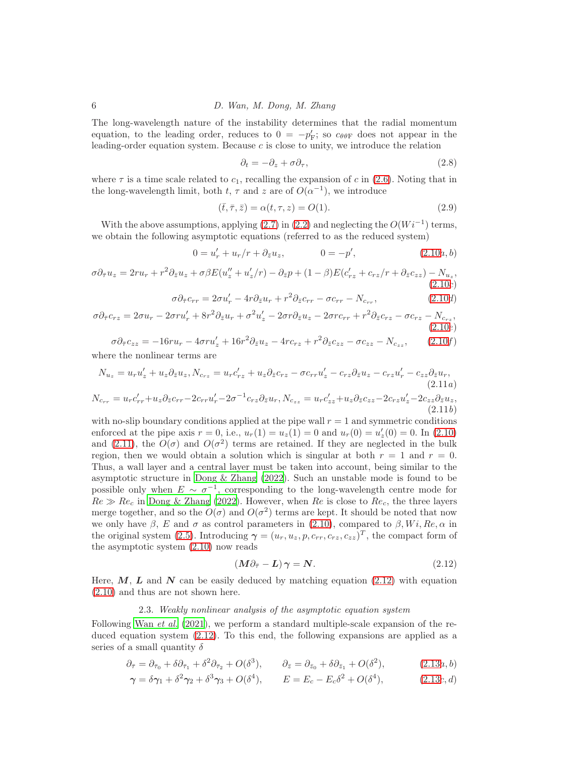The long-wavelength nature of the instability determines that the radial momentum equation, to the leading order, reduces to $0 = -p'_{\mathrm{F}}$; so $c_{\theta\theta\mathrm{F}}$ does not appear in the leading-order equation system. Because $c$ is close to unity, we introduce the relation

$$\partial_t = -\partial_z + \sigma\partial_\tau, \tag{2.8}$$

where $\tau$ is a time scale related to $c_1$, recalling the expansion of $c$ in (2.6). Noting that in the long-wavelength limit, both $t$, $\tau$ and $z$ are of $O(\alpha^{-1})$, we introduce

$$(\bar{t}, \bar{\tau}, \bar{z}) = \alpha(t, \tau, z) = O(1). \tag{2.9}$$

With the above assumptions, applying (2.7) in (2.2) and neglecting the $O(Wi^{-1})$ terms, we obtain the following asymptotic equations (referred to as the reduced system)

$$0 = u_r' + u_r/r + \partial_{\bar{z}} u_z, \qquad 0 = -p', \tag{2.10$a,b$}$$

$$\sigma\partial_{\bar{\tau}} u_z = 2ru_r + r^2\partial_{\bar{z}} u_z + \sigma\beta E(u_z'' + u_z'/r) - \partial_{\bar{z}} p + (1-\beta)E(c_{rz}' + c_{rz}/r + \partial_{\bar{z}} c_{zz}) - N_{u_z}, \tag{2.10$c$}$$

$$\sigma\partial_{\bar{\tau}} c_{rr} = 2\sigma u_r' - 4r\partial_{\bar{z}} u_r + r^2\partial_{\bar{z}} c_{rr} - \sigma c_{rr} - N_{c_{rr}}, \tag{2.10$d$}$$

$$\sigma\partial_{\bar{\tau}} c_{rz} = 2\sigma u_r - 2\sigma r u_r' + 8r^2\partial_{\bar{z}} u_r + \sigma^2 u_z' - 2\sigma r\partial_{\bar{z}} u_z - 2\sigma r c_{rr} + r^2\partial_{\bar{z}} c_{rz} - \sigma c_{rz} - N_{c_{rz}}, \tag{2.10$e$}$$

$$\sigma\partial_{\bar{\tau}} c_{zz} = -16ru_r - 4\sigma r u_z' + 16r^2\partial_{\bar{z}} u_z - 4rc_{rz} + r^2\partial_{\bar{z}} c_{zz} - \sigma c_{zz} - N_{c_{zz}}, \tag{2.10$f$}$$

where the nonlinear terms are

$$N_{u_z} = u_r u_z' + u_z\partial_{\bar{z}} u_z, N_{c_{rz}} = u_r c_{rz}' + u_z\partial_{\bar{z}} c_{rz} - \sigma c_{rr} u_z' - c_{rz}\partial_{\bar{z}} u_z - c_{rz} u_r' - c_{zz}\partial_{\bar{z}} u_r, \tag{2.11$a$}$$

$$N_{c_{rr}} = u_r c_{rr}' + u_z\partial_{\bar{z}} c_{rr} - 2c_{rr} u_r' - 2\sigma^{-1} c_{rz}\partial_{\bar{z}} u_r, N_{c_{zz}} = u_r c_{zz}' + u_z\partial_{\bar{z}} c_{zz} - 2c_{rz} u_z' - 2c_{zz}\partial_{\bar{z}} u_z, \tag{2.11$b$}$$

with no-slip boundary conditions applied at the pipe wall $r = 1$ and symmetric conditions enforced at the pipe axis $r = 0$, i.e., $u_r(1) = u_z(1) = 0$ and $u_r(0) = u_z'(0) = 0$. In (2.10) and (2.11), the $O(\sigma)$ and $O(\sigma^2)$ terms are retained. If they are neglected in the bulk region, then we would obtain a solution which is singular at both $r = 1$ and $r = 0$. Thus, a wall layer and a central layer must be taken into account, being similar to the asymptotic structure in Dong & Zhang (2022). Such an unstable mode is found to be possible only when $E \sim \sigma^{-1}$, corresponding to the long-wavelength centre mode for $Re \gg Re_c$ in Dong & Zhang (2022). However, when $Re$ is close to $Re_c$, the three layers merge together, and so the $O(\sigma)$ and $O(\sigma^2)$ terms are kept. It should be noted that now we only have $\beta$, $E$ and $\sigma$ as control parameters in (2.10), compared to $\beta, Wi, Re, \alpha$ in the original system (2.5). Introducing $\boldsymbol{\gamma} = (u_r, u_z, p, c_{rr}, c_{rz}, c_{zz})^T$, the compact form of the asymptotic system (2.10) now reads

$$(\boldsymbol{M}\partial_{\bar{\tau}} - \boldsymbol{L})\,\boldsymbol{\gamma} = \boldsymbol{N}. \tag{2.12}$$

Here, $\boldsymbol{M}$, $\boldsymbol{L}$ and $\boldsymbol{N}$ can be easily deduced by matching equation (2.12) with equation (2.10) and thus are not shown here.

### 2.3. *Weakly nonlinear analysis of the asymptotic equation system*

Following Wan *et al.* (2021), we perform a standard multiple-scale expansion of the reduced equation system (2.12). To this end, the following expansions are applied as a series of a small quantity $\delta$

$$\partial_{\bar{\tau}} = \partial_{\bar{\tau}_0} + \delta\partial_{\bar{\tau}_1} + \delta^2\partial_{\bar{\tau}_2} + O(\delta^3), \qquad \partial_{\bar{z}} = \partial_{\bar{z}_0} + \delta\partial_{\bar{z}_1} + O(\delta^2), \tag{2.13$a,b$}$$

$$\boldsymbol{\gamma} = \delta\boldsymbol{\gamma}_1 + \delta^2\boldsymbol{\gamma}_2 + \delta^3\boldsymbol{\gamma}_3 + O(\delta^4), \qquad E = E_c - E_c\delta^2 + O(\delta^4), \tag{2.13$c,d$}$$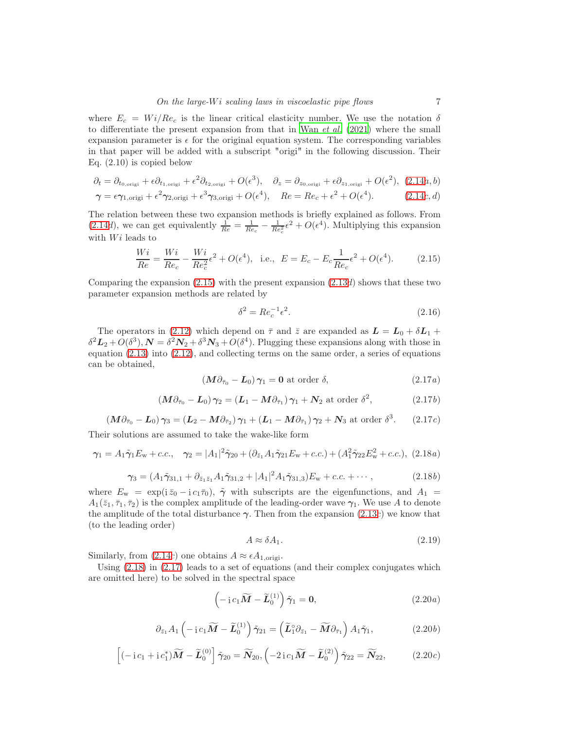where $E_c = Wi/Re_c$ is the linear critical elasticity number. We use the notation $\delta$ to differentiate the present expansion from that in Wan *et al.* (2021) where the small expansion parameter is $\epsilon$ for the original equation system. The corresponding variables in that paper will be added with a subscript "origi" in the following discussion. Their Eq. (2.10) is copied below

$$\partial_t = \partial_{t_{0,\mathrm{origi}}} + \epsilon \partial_{t_{1,\mathrm{origi}}} + \epsilon^2 \partial_{t_{2,\mathrm{origi}}} + O(\epsilon^3), \quad \partial_z = \partial_{z_{0,\mathrm{origi}}} + \epsilon \partial_{z_{1,\mathrm{origi}}} + O(\epsilon^2), \quad (2.14a,b)$$

$$\boldsymbol{\gamma} = \epsilon \boldsymbol{\gamma}_{1,\mathrm{origi}} + \epsilon^2 \boldsymbol{\gamma}_{2,\mathrm{origi}} + \epsilon^3 \boldsymbol{\gamma}_{3,\mathrm{origi}} + O(\epsilon^4), \quad Re = Re_c + \epsilon^2 + O(\epsilon^4). \quad (2.14c,d)$$

The relation between these two expansion methods is briefly explained as follows. From (2.14$d$), we can get equivalently $\frac{1}{Re} = \frac{1}{Re_c} - \frac{1}{Re_c^2}\epsilon^2 + O(\epsilon^4)$. Multiplying this expansion with $Wi$ leads to

$$\frac{Wi}{Re} = \frac{Wi}{Re_c} - \frac{Wi}{Re_c^2}\epsilon^2 + O(\epsilon^4), \ \text{ i.e., } \ E = E_c - E_c \frac{1}{Re_c}\epsilon^2 + O(\epsilon^4). \quad (2.15)$$

Comparing the expansion (2.15) with the present expansion (2.13$d$) shows that these two parameter expansion methods are related by

$$\delta^2 = Re_c^{-1}\epsilon^2. \quad (2.16)$$

The operators in (2.12) which depend on $\bar{\tau}$ and $\bar{z}$ are expanded as $\boldsymbol{L} = \boldsymbol{L}_0 + \delta \boldsymbol{L}_1 + \delta^2 \boldsymbol{L}_2 + O(\delta^3), \boldsymbol{N} = \delta^2 \boldsymbol{N}_2 + \delta^3 \boldsymbol{N}_3 + O(\delta^4)$. Plugging these expansions along with those in equation (2.13) into (2.12), and collecting terms on the same order, a series of equations can be obtained,

$$\left(\boldsymbol{M}\partial_{\bar{\tau}_0} - \boldsymbol{L}_0\right)\boldsymbol{\gamma}_1 = \boldsymbol{0} \text{ at order } \delta, \quad (2.17a)$$

$$\left(\boldsymbol{M}\partial_{\bar{\tau}_0} - \boldsymbol{L}_0\right)\boldsymbol{\gamma}_2 = \left(\boldsymbol{L}_1 - \boldsymbol{M}\partial_{\bar{\tau}_1}\right)\boldsymbol{\gamma}_1 + \boldsymbol{N}_2 \text{ at order } \delta^2, \quad (2.17b)$$

$$\left(\boldsymbol{M}\partial_{\bar{\tau}_0} - \boldsymbol{L}_0\right)\boldsymbol{\gamma}_3 = \left(\boldsymbol{L}_2 - \boldsymbol{M}\partial_{\bar{\tau}_2}\right)\boldsymbol{\gamma}_1 + \left(\boldsymbol{L}_1 - \boldsymbol{M}\partial_{\bar{\tau}_1}\right)\boldsymbol{\gamma}_2 + \boldsymbol{N}_3 \text{ at order } \delta^3. \quad (2.17c)$$

Their solutions are assumed to take the wake-like form

$$\boldsymbol{\gamma}_1 = A_1 \tilde{\boldsymbol{\gamma}}_1 E_{\mathrm{w}} + c.c., \quad \boldsymbol{\gamma}_2 = |A_1|^2 \tilde{\boldsymbol{\gamma}}_{20} + (\partial_{\bar{z}_1} A_1 \tilde{\boldsymbol{\gamma}}_{21} E_{\mathrm{w}} + c.c.) + (A_1^2 \tilde{\boldsymbol{\gamma}}_{22} E_{\mathrm{w}}^2 + c.c.), \quad (2.18a)$$

$$\boldsymbol{\gamma}_3 = (A_1 \tilde{\boldsymbol{\gamma}}_{31,1} + \partial_{\bar{z}_1 \bar{z}_1} A_1 \tilde{\boldsymbol{\gamma}}_{31,2} + |A_1|^2 A_1 \tilde{\boldsymbol{\gamma}}_{31,3}) E_{\mathrm{w}} + c.c. + \cdots, \quad (2.18b)$$

where $E_{\mathrm{w}} = \exp(\mathrm{i}\,\bar{z}_0 - \mathrm{i}\,c_1 \bar{\tau}_0)$, $\tilde{\boldsymbol{\gamma}}$ with subscripts are the eigenfunctions, and $A_1 = A_1(\bar{z}_1, \bar{\tau}_1, \bar{\tau}_2)$ is the complex amplitude of the leading-order wave $\boldsymbol{\gamma}_1$. We use $A$ to denote the amplitude of the total disturbance $\boldsymbol{\gamma}$. Then from the expansion (2.13$c$) we know that (to the leading order)

$$A \approx \delta A_1. \quad (2.19)$$

Similarly, from (2.14$c$) one obtains $A \approx \epsilon A_{1,\mathrm{origi}}$.

Using (2.18) in (2.17) leads to a set of equations (and their complex conjugates which are omitted here) to be solved in the spectral space

$$\left(-\,\mathrm{i}\,c_1 \widetilde{\boldsymbol{M}} - \widetilde{\boldsymbol{L}}_0^{(1)}\right)\tilde{\boldsymbol{\gamma}}_1 = \boldsymbol{0}, \quad (2.20a)$$

$$\partial_{\bar{z}_1} A_1 \left(-\,\mathrm{i}\,c_1 \widetilde{\boldsymbol{M}} - \widetilde{\boldsymbol{L}}_0^{(1)}\right)\tilde{\boldsymbol{\gamma}}_{21} = \left(\widetilde{\boldsymbol{L}}_1^{\circ}\partial_{\bar{z}_1} - \widetilde{\boldsymbol{M}}\partial_{\bar{\tau}_1}\right) A_1 \tilde{\boldsymbol{\gamma}}_1, \quad (2.20b)$$

$$\left[(-\,\mathrm{i}\,c_1 + \mathrm{i}\,c_1^*)\widetilde{\boldsymbol{M}} - \widetilde{\boldsymbol{L}}_0^{(0)}\right]\tilde{\boldsymbol{\gamma}}_{20} = \widetilde{\boldsymbol{N}}_{20}, \left(-2\,\mathrm{i}\,c_1 \widetilde{\boldsymbol{M}} - \widetilde{\boldsymbol{L}}_0^{(2)}\right)\tilde{\boldsymbol{\gamma}}_{22} = \widetilde{\boldsymbol{N}}_{22}, \quad (2.20c)$$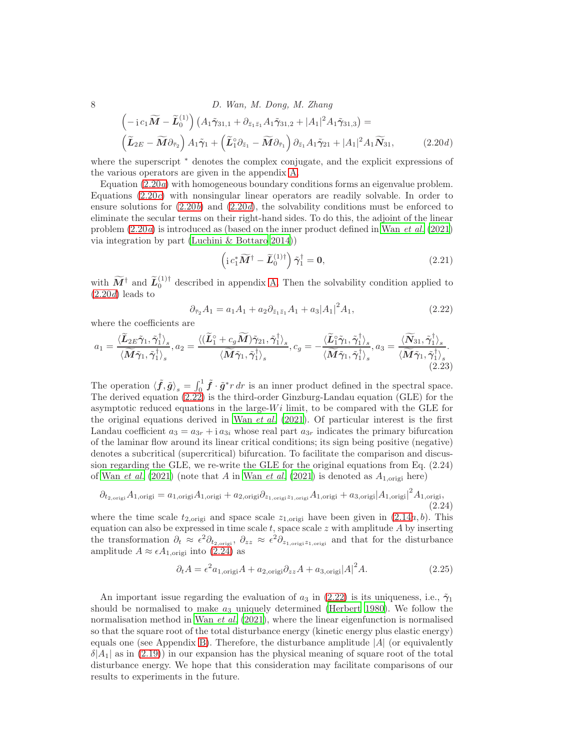$$\left(-\mathrm{i}\, c_1 \widetilde{\boldsymbol{M}} - \widetilde{\boldsymbol{L}}_0^{(1)}\right)\left(A_1 \tilde{\boldsymbol{\gamma}}_{31,1} + \partial_{\bar{z}_1\bar{z}_1} A_1 \tilde{\boldsymbol{\gamma}}_{31,2} + |A_1|^2 A_1 \tilde{\boldsymbol{\gamma}}_{31,3}\right) =$$
$$\left(\widetilde{\boldsymbol{L}}_{2E} - \widetilde{\boldsymbol{M}}\partial_{\bar{\tau}_2}\right) A_1 \tilde{\boldsymbol{\gamma}}_1 + \left(\widetilde{\boldsymbol{L}}_1^{\circ}\partial_{\bar{z}_1} - \widetilde{\boldsymbol{M}}\partial_{\bar{\tau}_1}\right)\partial_{\bar{z}_1} A_1 \tilde{\boldsymbol{\gamma}}_{21} + |A_1|^2 A_1 \widetilde{\boldsymbol{N}}_{31}, \tag{2.20d}$$

where the superscript $^*$ denotes the complex conjugate, and the explicit expressions of the various operators are given in the appendix A.

Equation (2.20*a*) with homogeneous boundary conditions forms an eigenvalue problem. Equations (2.20*c*) with nonsingular linear operators are readily solvable. In order to ensure solutions for (2.20*b*) and (2.20*d*), the solvability conditions must be enforced to eliminate the secular terms on their right-hand sides. To do this, the adjoint of the linear problem (2.20*a*) is introduced as (based on the inner product defined in Wan *et al.* (2021) via integration by part (Luchini & Bottaro 2014))

$$\left(\mathrm{i}\, c_1^* \widetilde{\boldsymbol{M}}^\dagger - \widetilde{\boldsymbol{L}}_0^{(1)\dagger}\right)\tilde{\boldsymbol{\gamma}}_1^\dagger = \boldsymbol{0}, \tag{2.21}$$

with $\widetilde{\boldsymbol{M}}^\dagger$ and $\widetilde{\boldsymbol{L}}_0^{(1)\dagger}$ described in appendix A. Then the solvability condition applied to (2.20*d*) leads to

$$\partial_{\bar{\tau}_2} A_1 = a_1 A_1 + a_2 \partial_{\bar{z}_1\bar{z}_1} A_1 + a_3 |A_1|^2 A_1, \tag{2.22}$$

where the coefficients are

$$a_1 = \frac{\langle \widetilde{\boldsymbol{L}}_{2E}\tilde{\boldsymbol{\gamma}}_1, \tilde{\boldsymbol{\gamma}}_1^\dagger\rangle_s}{\langle \widetilde{\boldsymbol{M}}\tilde{\boldsymbol{\gamma}}_1, \tilde{\boldsymbol{\gamma}}_1^\dagger\rangle_s}, a_2 = \frac{\langle (\widetilde{\boldsymbol{L}}_1^{\circ} + c_g \widetilde{\boldsymbol{M}})\tilde{\boldsymbol{\gamma}}_{21}, \tilde{\boldsymbol{\gamma}}_1^\dagger\rangle_s}{\langle \widetilde{\boldsymbol{M}}\tilde{\boldsymbol{\gamma}}_1, \tilde{\boldsymbol{\gamma}}_1^\dagger\rangle_s}, c_g = -\frac{\langle \widetilde{\boldsymbol{L}}_1^{\circ}\tilde{\boldsymbol{\gamma}}_1, \tilde{\boldsymbol{\gamma}}_1^\dagger\rangle_s}{\langle \widetilde{\boldsymbol{M}}\tilde{\boldsymbol{\gamma}}_1, \tilde{\boldsymbol{\gamma}}_1^\dagger\rangle_s}, a_3 = \frac{\langle \widetilde{\boldsymbol{N}}_{31}, \tilde{\boldsymbol{\gamma}}_1^\dagger\rangle_s}{\langle \widetilde{\boldsymbol{M}}\tilde{\boldsymbol{\gamma}}_1, \tilde{\boldsymbol{\gamma}}_1^\dagger\rangle_s}. \tag{2.23}$$

The operation $\langle \tilde{\boldsymbol{f}}, \tilde{\boldsymbol{g}}\rangle_s = \int_0^1 \tilde{\boldsymbol{f}} \cdot \tilde{\boldsymbol{g}}^* r\, dr$ is an inner product defined in the spectral space. The derived equation (2.22) is the third-order Ginzburg-Landau equation (GLE) for the asymptotic reduced equations in the large-$Wi$ limit, to be compared with the GLE for the original equations derived in Wan *et al.* (2021). Of particular interest is the first Landau coefficient $a_3 = a_{3r} + \mathrm{i}\, a_{3i}$ whose real part $a_{3r}$ indicates the primary bifurcation of the laminar flow around its linear critical conditions; its sign being positive (negative) denotes a subcritical (supercritical) bifurcation. To facilitate the comparison and discussion regarding the GLE, we re-write the GLE for the original equations from Eq. (2.24) of Wan *et al.* (2021) (note that $A$ in Wan *et al.* (2021) is denoted as $A_{1,\mathrm{origi}}$ here)

$$\partial_{t_{2,\mathrm{origi}}} A_{1,\mathrm{origi}} = a_{1,\mathrm{origi}} A_{1,\mathrm{origi}} + a_{2,\mathrm{origi}} \partial_{z_{1,\mathrm{origi}} z_{1,\mathrm{origi}}} A_{1,\mathrm{origi}} + a_{3,\mathrm{origi}} |A_{1,\mathrm{origi}}|^2 A_{1,\mathrm{origi}}, \tag{2.24}$$

where the time scale $t_{2,\mathrm{origi}}$ and space scale $z_{1,\mathrm{origi}}$ have been given in (2.14*a,b*). This equation can also be expressed in time scale $t$, space scale $z$ with amplitude $A$ by inserting the transformation $\partial_t \approx \epsilon^2 \partial_{t_{2,\mathrm{origi}}}$, $\partial_{zz} \approx \epsilon^2 \partial_{z_{1,\mathrm{origi}} z_{1,\mathrm{origi}}}$ and that for the disturbance amplitude $A \approx \epsilon A_{1,\mathrm{origi}}$ into (2.24) as

$$\partial_t A = \epsilon^2 a_{1,\mathrm{origi}} A + a_{2,\mathrm{origi}} \partial_{zz} A + a_{3,\mathrm{origi}} |A|^2 A. \tag{2.25}$$

An important issue regarding the evaluation of $a_3$ in (2.22) is its uniqueness, i.e., $\tilde{\boldsymbol{\gamma}}_1$ should be normalised to make $a_3$ uniquely determined (Herbert 1980). We follow the normalisation method in Wan *et al.* (2021), where the linear eigenfunction is normalised so that the square root of the total disturbance energy (kinetic energy plus elastic energy) equals one (see Appendix B). Therefore, the disturbance amplitude $|A|$ (or equivalently $\delta|A_1|$ as in (2.19)) in our expansion has the physical meaning of square root of the total disturbance energy. We hope that this consideration may facilitate comparisons of our results to experiments in the future.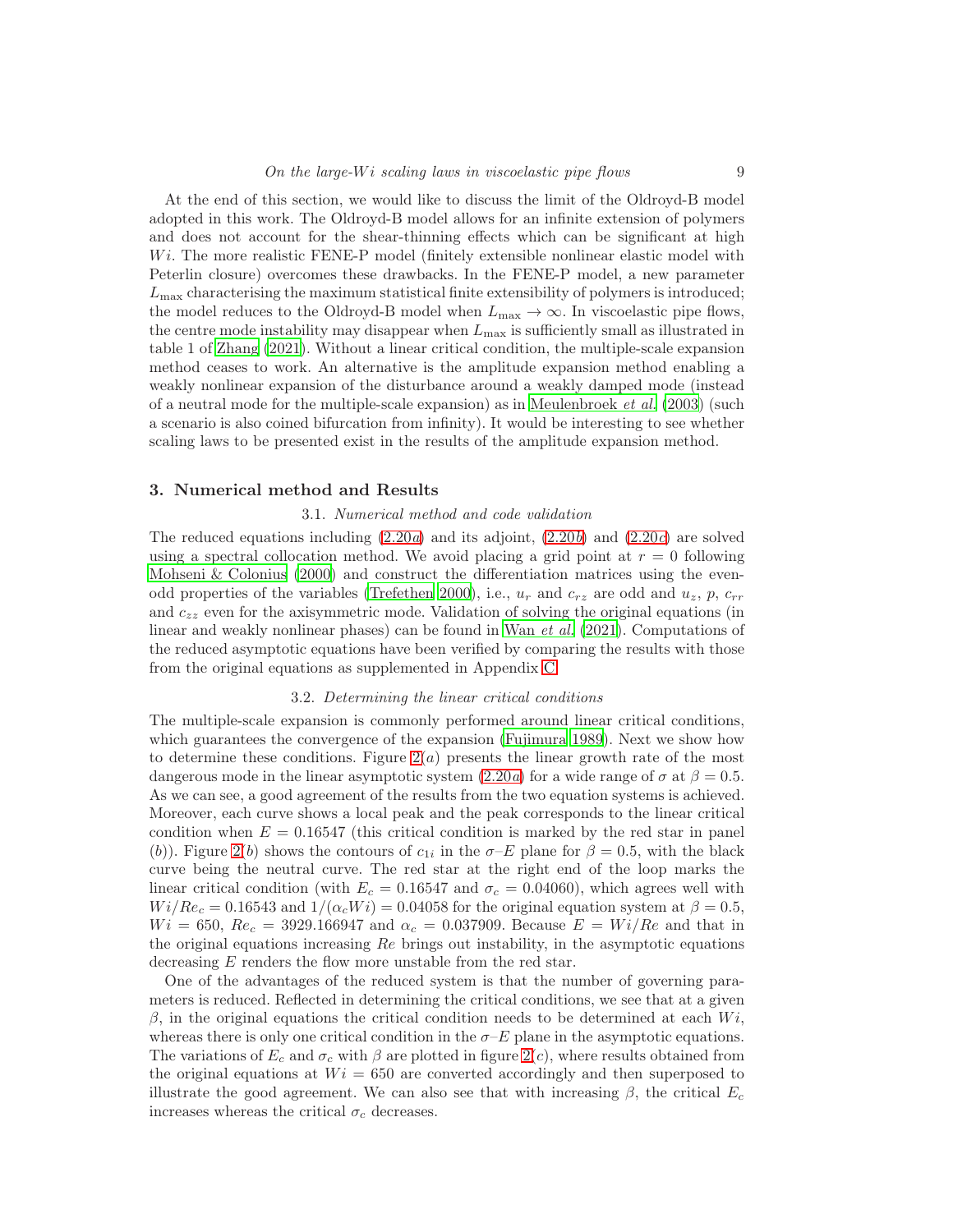At the end of this section, we would like to discuss the limit of the Oldroyd-B model adopted in this work. The Oldroyd-B model allows for an infinite extension of polymers and does not account for the shear-thinning effects which can be significant at high $Wi$. The more realistic FENE-P model (finitely extensible nonlinear elastic model with Peterlin closure) overcomes these drawbacks. In the FENE-P model, a new parameter $L_{\max}$ characterising the maximum statistical finite extensibility of polymers is introduced; the model reduces to the Oldroyd-B model when $L_{\max} \to \infty$. In viscoelastic pipe flows, the centre mode instability may disappear when $L_{\max}$ is sufficiently small as illustrated in table 1 of Zhang (2021). Without a linear critical condition, the multiple-scale expansion method ceases to work. An alternative is the amplitude expansion method enabling a weakly nonlinear expansion of the disturbance around a weakly damped mode (instead of a neutral mode for the multiple-scale expansion) as in Meulenbroek *et al.* (2003) (such a scenario is also coined bifurcation from infinity). It would be interesting to see whether scaling laws to be presented exist in the results of the amplitude expansion method.

## 3. Numerical method and Results

### 3.1. *Numerical method and code validation*

The reduced equations including (2.20*a*) and its adjoint, (2.20*b*) and (2.20*c*) are solved using a spectral collocation method. We avoid placing a grid point at $r = 0$ following Mohseni & Colonius (2000) and construct the differentiation matrices using the even-odd properties of the variables (Trefethen 2000), i.e., $u_r$ and $c_{rz}$ are odd and $u_z$, $p$, $c_{rr}$ and $c_{zz}$ even for the axisymmetric mode. Validation of solving the original equations (in linear and weakly nonlinear phases) can be found in Wan *et al.* (2021). Computations of the reduced asymptotic equations have been verified by comparing the results with those from the original equations as supplemented in Appendix C.

### 3.2. *Determining the linear critical conditions*

The multiple-scale expansion is commonly performed around linear critical conditions, which guarantees the convergence of the expansion (Fujimura 1989). Next we show how to determine these conditions. Figure 2(*a*) presents the linear growth rate of the most dangerous mode in the linear asymptotic system (2.20*a*) for a wide range of $\sigma$ at $\beta = 0.5$. As we can see, a good agreement of the results from the two equation systems is achieved. Moreover, each curve shows a local peak and the peak corresponds to the linear critical condition when $E = 0.16547$ (this critical condition is marked by the red star in panel (*b*)). Figure 2(*b*) shows the contours of $c_{1i}$ in the $\sigma$–$E$ plane for $\beta = 0.5$, with the black curve being the neutral curve. The red star at the right end of the loop marks the linear critical condition (with $E_c = 0.16547$ and $\sigma_c = 0.04060$), which agrees well with $Wi/Re_c = 0.16543$ and $1/(\alpha_c Wi) = 0.04058$ for the original equation system at $\beta = 0.5$, $Wi = 650$, $Re_c = 3929.166947$ and $\alpha_c = 0.037909$. Because $E = Wi/Re$ and that in the original equations $Re$ brings out instability, in the asymptotic equations decreasing $E$ renders the flow more unstable from the red star.

One of the advantages of the reduced system is that the number of governing parameters is reduced. Reflected in determining the critical conditions, we see that at a given $\beta$, in the original equations the critical condition needs to be determined at each $Wi$, whereas there is only one critical condition in the $\sigma$–$E$ plane in the asymptotic equations. The variations of $E_c$ and $\sigma_c$ with $\beta$ are plotted in figure 2(*c*), where results obtained from the original equations at $Wi = 650$ are converted accordingly and then superposed to illustrate the good agreement. We can also see that with increasing $\beta$, the critical $E_c$ increases whereas the critical $\sigma_c$ decreases.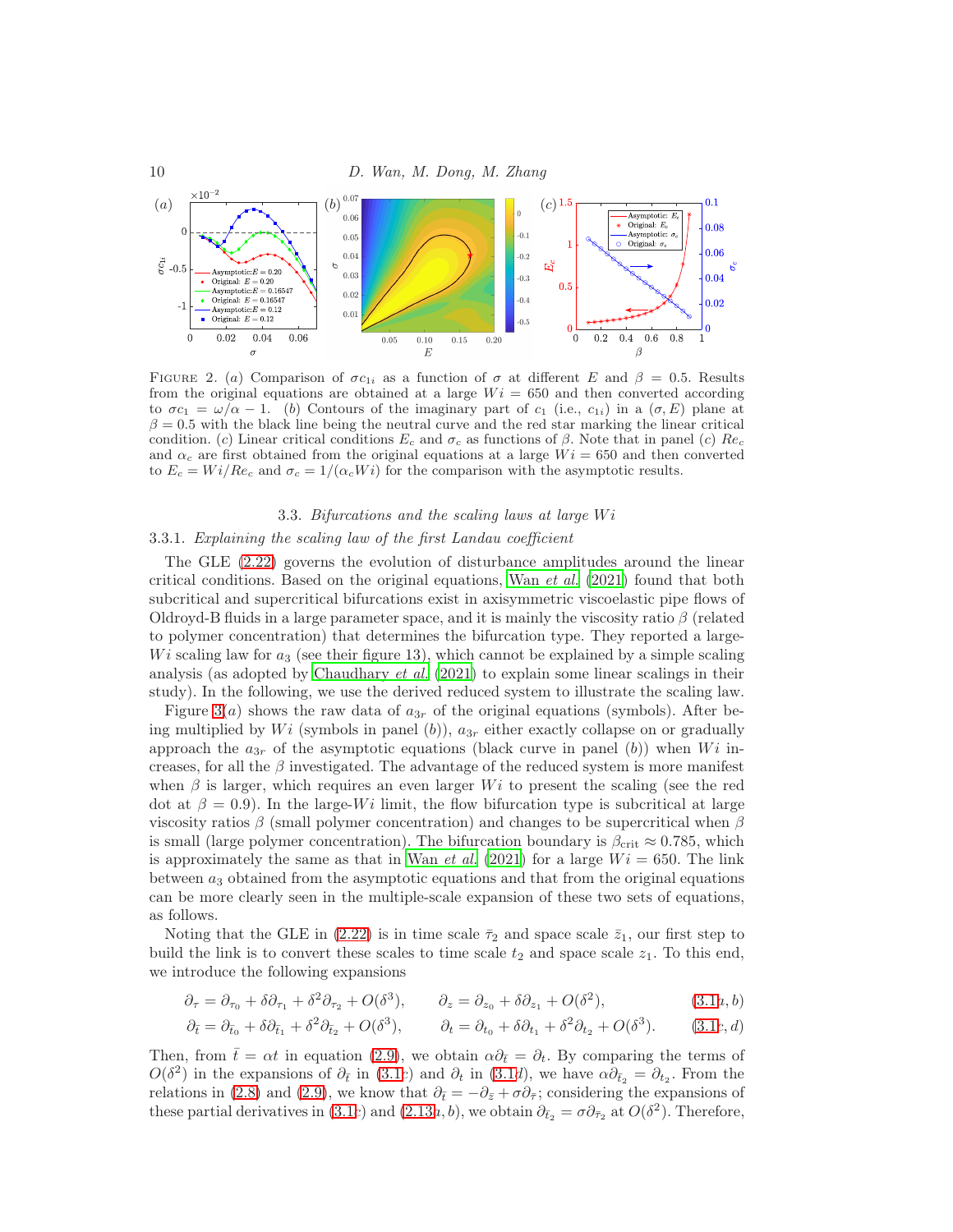FIGURE 2. (*a*) Comparison of $\sigma c_{1i}$ as a function of $\sigma$ at different $E$ and $\beta = 0.5$. Results from the original equations are obtained at a large $Wi = 650$ and then converted according to $\sigma c_1 = \omega/\alpha - 1$. (*b*) Contours of the imaginary part of $c_1$ (i.e., $c_{1i}$) in a $(\sigma, E)$ plane at $\beta = 0.5$ with the black line being the neutral curve and the red star marking the linear critical condition. (*c*) Linear critical conditions $E_c$ and $\sigma_c$ as functions of $\beta$. Note that in panel (*c*) $Re_c$ and $\alpha_c$ are first obtained from the original equations at a large $Wi = 650$ and then converted to $E_c = Wi/Re_c$ and $\sigma_c = 1/(\alpha_c Wi)$ for the comparison with the asymptotic results.

### 3.3. *Bifurcations and the scaling laws at large $Wi$*

#### 3.3.1. *Explaining the scaling law of the first Landau coefficient*

The GLE (2.22) governs the evolution of disturbance amplitudes around the linear critical conditions. Based on the original equations, Wan *et al.* (2021) found that both subcritical and supercritical bifurcations exist in axisymmetric viscoelastic pipe flows of Oldroyd-B fluids in a large parameter space, and it is mainly the viscosity ratio $\beta$ (related to polymer concentration) that determines the bifurcation type. They reported a large-$Wi$ scaling law for $a_3$ (see their figure 13), which cannot be explained by a simple scaling analysis (as adopted by Chaudhary *et al.* (2021) to explain some linear scalings in their study). In the following, we use the derived reduced system to illustrate the scaling law.

Figure 3(*a*) shows the raw data of $a_{3r}$ of the original equations (symbols). After being multiplied by $Wi$ (symbols in panel (*b*)), $a_{3r}$ either exactly collapse on or gradually approach the $a_{3r}$ of the asymptotic equations (black curve in panel (*b*)) when $Wi$ increases, for all the $\beta$ investigated. The advantage of the reduced system is more manifest when $\beta$ is larger, which requires an even larger $Wi$ to present the scaling (see the red dot at $\beta = 0.9$). In the large-$Wi$ limit, the flow bifurcation type is subcritical at large viscosity ratios $\beta$ (small polymer concentration) and changes to be supercritical when $\beta$ is small (large polymer concentration). The bifurcation boundary is $\beta_{\text{crit}} \approx 0.785$, which is approximately the same as that in Wan *et al.* (2021) for a large $Wi = 650$. The link between $a_3$ obtained from the asymptotic equations and that from the original equations can be more clearly seen in the multiple-scale expansion of these two sets of equations, as follows.

Noting that the GLE in (2.22) is in time scale $\bar{\tau}_2$ and space scale $\bar{z}_1$, our first step to build the link is to convert these scales to time scale $t_2$ and space scale $z_1$. To this end, we introduce the following expansions

$$\partial_\tau = \partial_{\tau_0} + \delta\partial_{\tau_1} + \delta^2\partial_{\tau_2} + O(\delta^3), \qquad \partial_z = \partial_{z_0} + \delta\partial_{z_1} + O(\delta^2), \tag{3.1$a,b$}$$

$$\partial_{\bar{t}} = \partial_{\bar{t}_0} + \delta\partial_{\bar{t}_1} + \delta^2\partial_{\bar{t}_2} + O(\delta^3), \qquad \partial_t = \partial_{t_0} + \delta\partial_{t_1} + \delta^2\partial_{t_2} + O(\delta^3). \tag{3.1$c,d$}$$

Then, from $\bar{t} = \alpha t$ in equation (2.9), we obtain $\alpha\partial_{\bar{t}} = \partial_t$. By comparing the terms of $O(\delta^2)$ in the expansions of $\partial_{\bar{t}}$ in (3.1*c*) and $\partial_t$ in (3.1*d*), we have $\alpha\partial_{\bar{t}_2} = \partial_{t_2}$. From the relations in (2.8) and (2.9), we know that $\partial_{\bar{t}} = -\partial_{\bar{z}} + \sigma\partial_{\bar{\tau}}$; considering the expansions of these partial derivatives in (3.1*c*) and (2.13*a*, *b*), we obtain $\partial_{\bar{t}_2} = \sigma\partial_{\bar{\tau}_2}$ at $O(\delta^2)$. Therefore,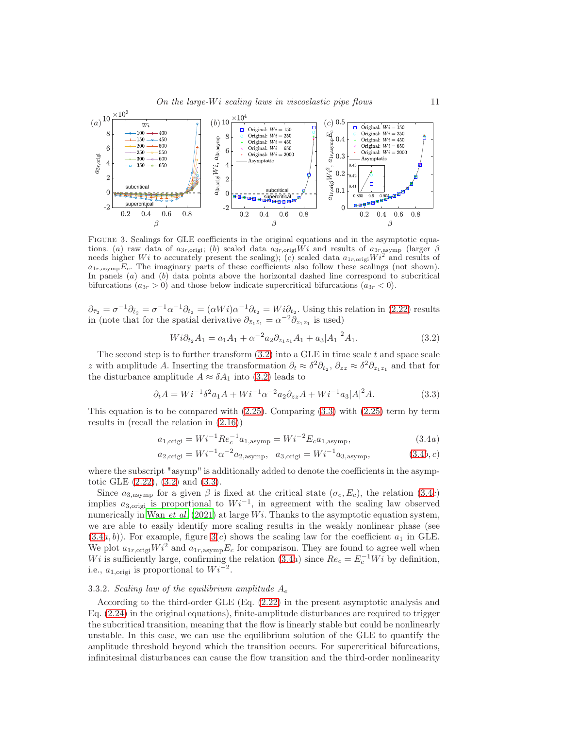FIGURE 3. Scalings for GLE coefficients in the original equations and in the asymptotic equations. (*a*) raw data of $a_{3r,\mathrm{origi}}$; (*b*) scaled data $a_{3r,\mathrm{origi}}Wi$ and results of $a_{3r,\mathrm{asymp}}$ (larger $\beta$ needs higher $Wi$ to accurately present the scaling); (*c*) scaled data $a_{1r,\mathrm{origi}}Wi^2$ and results of $a_{1r,\mathrm{asymp}}E_c$. The imaginary parts of these coefficients also follow these scalings (not shown). In panels (*a*) and (*b*) data points above the horizontal dashed line correspond to subcritical bifurcations ($a_{3r} > 0$) and those below indicate supercritical bifurcations ($a_{3r} < 0$).

$\partial_{\tilde{\tau}_2} = \sigma^{-1}\partial_{\tilde{t}_2} = \sigma^{-1}\alpha^{-1}\partial_{t_2} = (\alpha Wi)\alpha^{-1}\partial_{t_2} = Wi\partial_{t_2}$. Using this relation in (2.22) results in (note that for the spatial derivative $\partial_{\tilde{z}_1\tilde{z}_1} = \alpha^{-2}\partial_{z_1z_1}$ is used)

$$Wi\partial_{t_2}A_1 = a_1A_1 + \alpha^{-2}a_2\partial_{z_1z_1}A_1 + a_3|A_1|^2A_1. \tag{3.2}$$

The second step is to further transform (3.2) into a GLE in time scale $t$ and space scale $z$ with amplitude $A$. Inserting the transformation $\partial_t \approx \delta^2\partial_{t_2}$, $\partial_{zz} \approx \delta^2\partial_{z_1z_1}$ and that for the disturbance amplitude $A \approx \delta A_1$ into (3.2) leads to

$$\partial_t A = Wi^{-1}\delta^2 a_1 A + Wi^{-1}\alpha^{-2}a_2\partial_{zz}A + Wi^{-1}a_3|A|^2A. \tag{3.3}$$

This equation is to be compared with (2.25). Comparing (3.3) with (2.25) term by term results in (recall the relation in (2.16))

$$a_{1,\mathrm{origi}} = Wi^{-1}Re_c^{-1}a_{1,\mathrm{asymp}} = Wi^{-2}E_c a_{1,\mathrm{asymp}}, \tag{3.4a}$$

$$a_{2,\mathrm{origi}} = Wi^{-1}\alpha^{-2}a_{2,\mathrm{asymp}}, \quad a_{3,\mathrm{origi}} = Wi^{-1}a_{3,\mathrm{asymp}}, \tag{3.4b,c}$$

where the subscript "asymp" is additionally added to denote the coefficients in the asymptotic GLE (2.22), (3.2) and (3.3).

Since $a_{3,\mathrm{asymp}}$ for a given $\beta$ is fixed at the critical state $(\sigma_c, E_c)$, the relation (3.4*c*) implies $a_{3,\mathrm{origi}}$ is proportional to $Wi^{-1}$, in agreement with the scaling law observed numerically in Wan *et al.* (2021) at large $Wi$. Thanks to the asymptotic equation system, we are able to easily identify more scaling results in the weakly nonlinear phase (see (3.4*a*, *b*)). For example, figure 3(*c*) shows the scaling law for the coefficient $a_1$ in GLE. We plot $a_{1r,\mathrm{origi}}Wi^2$ and $a_{1r,\mathrm{asymp}}E_c$ for comparison. They are found to agree well when $Wi$ is sufficiently large, confirming the relation (3.4*a*) since $Re_c = E_c^{-1}Wi$ by definition, i.e., $a_{1,\mathrm{origi}}$ is proportional to $Wi^{-2}$.

### 3.3.2. *Scaling law of the equilibrium amplitude $A_e$*

According to the third-order GLE (Eq. (2.22) in the present asymptotic analysis and Eq. (2.24) in the original equations), finite-amplitude disturbances are required to trigger the subcritical transition, meaning that the flow is linearly stable but could be nonlinearly unstable. In this case, we can use the equilibrium solution of the GLE to quantify the amplitude threshold beyond which the transition occurs. For supercritical bifurcations, infinitesimal disturbances can cause the flow transition and the third-order nonlinearity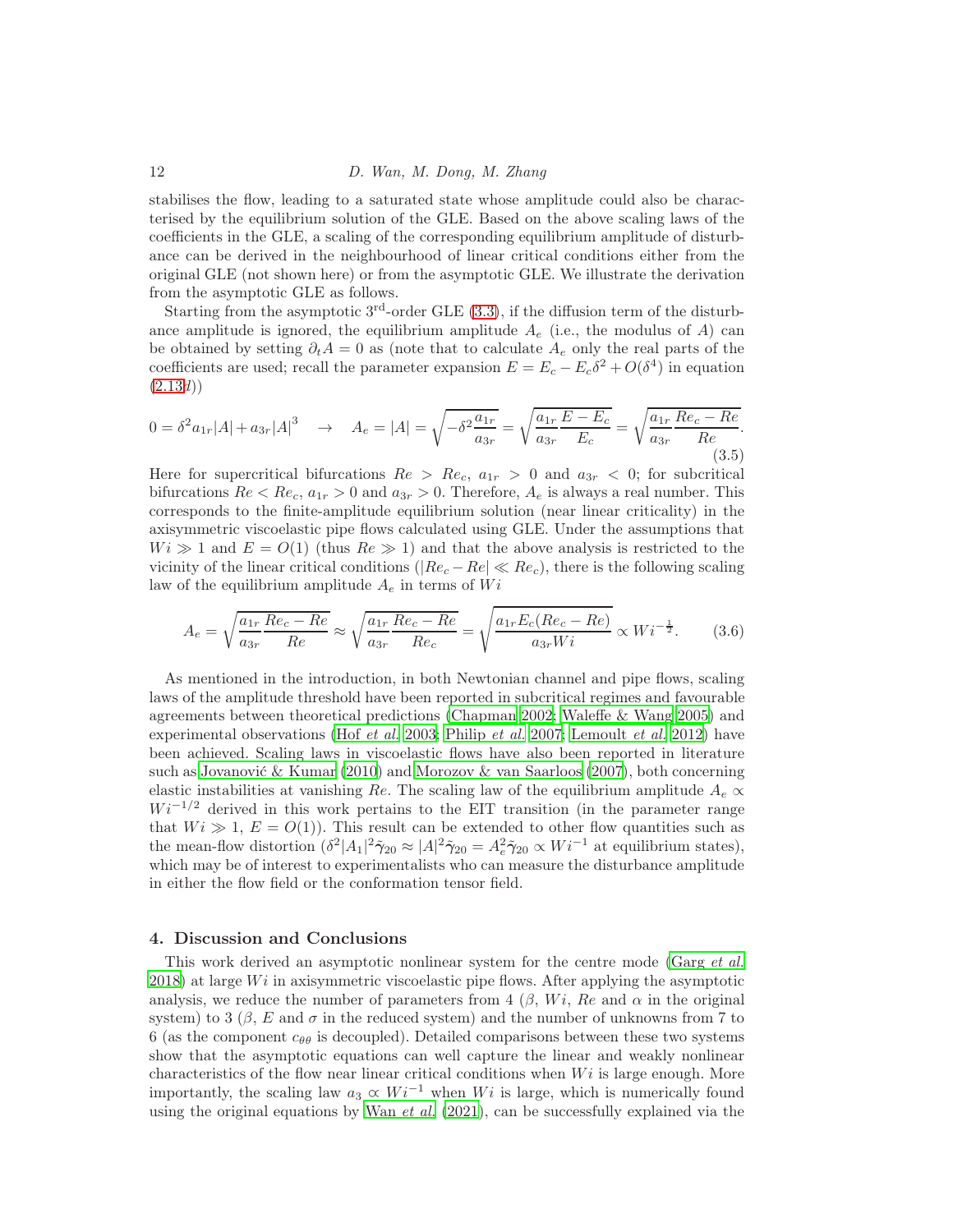stabilises the flow, leading to a saturated state whose amplitude could also be characterised by the equilibrium solution of the GLE. Based on the above scaling laws of the coefficients in the GLE, a scaling of the corresponding equilibrium amplitude of disturbance can be derived in the neighbourhood of linear critical conditions either from the original GLE (not shown here) or from the asymptotic GLE. We illustrate the derivation from the asymptotic GLE as follows.

Starting from the asymptotic 3[rd]-order GLE (3.3), if the diffusion term of the disturbance amplitude is ignored, the equilibrium amplitude $A_e$ (i.e., the modulus of $A$) can be obtained by setting $\partial_t A = 0$ as (note that to calculate $A_e$ only the real parts of the coefficients are used; recall the parameter expansion $E = E_c - E_c\delta^2 + O(\delta^4)$ in equation (2.13*d*))

$$0 = \delta^2 a_{1r}|A| + a_{3r}|A|^3 \quad \rightarrow \quad A_e = |A| = \sqrt{-\delta^2 \frac{a_{1r}}{a_{3r}}} = \sqrt{\frac{a_{1r}}{a_{3r}}\frac{E - E_c}{E_c}} = \sqrt{\frac{a_{1r}}{a_{3r}}\frac{Re_c - Re}{Re}}. \tag{3.5}$$

Here for supercritical bifurcations $Re > Re_c$, $a_{1r} > 0$ and $a_{3r} < 0$; for subcritical bifurcations $Re < Re_c$, $a_{1r} > 0$ and $a_{3r} > 0$. Therefore, $A_e$ is always a real number. This corresponds to the finite-amplitude equilibrium solution (near linear criticality) in the axisymmetric viscoelastic pipe flows calculated using GLE. Under the assumptions that $Wi \gg 1$ and $E = O(1)$ (thus $Re \gg 1$) and that the above analysis is restricted to the vicinity of the linear critical conditions ($|Re_c - Re| \ll Re_c$), there is the following scaling law of the equilibrium amplitude $A_e$ in terms of $Wi$

$$A_e = \sqrt{\frac{a_{1r}}{a_{3r}}\frac{Re_c - Re}{Re}} \approx \sqrt{\frac{a_{1r}}{a_{3r}}\frac{Re_c - Re}{Re_c}} = \sqrt{\frac{a_{1r}E_c(Re_c - Re)}{a_{3r}Wi}} \propto Wi^{-\frac{1}{2}}. \tag{3.6}$$

As mentioned in the introduction, in both Newtonian channel and pipe flows, scaling laws of the amplitude threshold have been reported in subcritical regimes and favourable agreements between theoretical predictions (Chapman 2002; Waleffe & Wang 2005) and experimental observations (Hof *et al.* 2003; Philip *et al.* 2007; Lemoult *et al.* 2012) have been achieved. Scaling laws in viscoelastic flows have also been reported in literature such as Jovanović & Kumar (2010) and Morozov & van Saarloos (2007), both concerning elastic instabilities at vanishing $Re$. The scaling law of the equilibrium amplitude $A_e \propto Wi^{-1/2}$ derived in this work pertains to the EIT transition (in the parameter range that $Wi \gg 1$, $E = O(1)$). This result can be extended to other flow quantities such as the mean-flow distortion ($\delta^2|A_1|^2\tilde{\gamma}_{20} \approx |A|^2\tilde{\gamma}_{20} = A_e^2\tilde{\gamma}_{20} \propto Wi^{-1}$ at equilibrium states), which may be of interest to experimentalists who can measure the disturbance amplitude in either the flow field or the conformation tensor field.

## 4. Discussion and Conclusions

This work derived an asymptotic nonlinear system for the centre mode (Garg *et al.* 2018) at large $Wi$ in axisymmetric viscoelastic pipe flows. After applying the asymptotic analysis, we reduce the number of parameters from 4 ($\beta$, $Wi$, $Re$ and $\alpha$ in the original system) to 3 ($\beta$, $E$ and $\sigma$ in the reduced system) and the number of unknowns from 7 to 6 (as the component $c_{\theta\theta}$ is decoupled). Detailed comparisons between these two systems show that the asymptotic equations can well capture the linear and weakly nonlinear characteristics of the flow near linear critical conditions when $Wi$ is large enough. More importantly, the scaling law $a_3 \propto Wi^{-1}$ when $Wi$ is large, which is numerically found using the original equations by Wan *et al.* (2021), can be successfully explained via the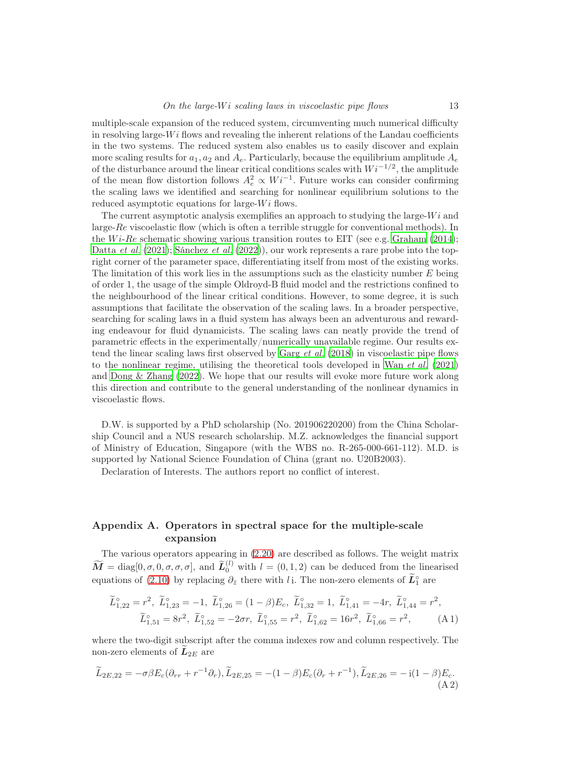multiple-scale expansion of the reduced system, circumventing much numerical difficulty in resolving large-$Wi$ flows and revealing the inherent relations of the Landau coefficients in the two systems. The reduced system also enables us to easily discover and explain more scaling results for $a_1, a_2$ and $A_e$. Particularly, because the equilibrium amplitude $A_e$ of the disturbance around the linear critical conditions scales with $Wi^{-1/2}$, the amplitude of the mean flow distortion follows $A_e^2 \propto Wi^{-1}$. Future works can consider confirming the scaling laws we identified and searching for nonlinear equilibrium solutions to the reduced asymptotic equations for large-$Wi$ flows.

The current asymptotic analysis exemplifies an approach to studying the large-$Wi$ and large-$Re$ viscoelastic flow (which is often a terrible struggle for conventional methods). In the $Wi$-$Re$ schematic showing various transition routes to EIT (see e.g. Graham (2014); Datta *et al.* (2021); Sánchez *et al.* (2022)), our work represents a rare probe into the top-right corner of the parameter space, differentiating itself from most of the existing works. The limitation of this work lies in the assumptions such as the elasticity number $E$ being of order 1, the usage of the simple Oldroyd-B fluid model and the restrictions confined to the neighbourhood of the linear critical conditions. However, to some degree, it is such assumptions that facilitate the observation of the scaling laws. In a broader perspective, searching for scaling laws in a fluid system has always been an adventurous and rewarding endeavour for fluid dynamicists. The scaling laws can neatly provide the trend of parametric effects in the experimentally/numerically unavailable regime. Our results extend the linear scaling laws first observed by Garg *et al.* (2018) in viscoelastic pipe flows to the nonlinear regime, utilising the theoretical tools developed in Wan *et al.* (2021) and Dong & Zhang (2022). We hope that our results will evoke more future work along this direction and contribute to the general understanding of the nonlinear dynamics in viscoelastic flows.

D.W. is supported by a PhD scholarship (No. 201906220200) from the China Scholarship Council and a NUS research scholarship. M.Z. acknowledges the financial support of Ministry of Education, Singapore (with the WBS no. R-265-000-661-112). M.D. is supported by National Science Foundation of China (grant no. U20B2003).

Declaration of Interests. The authors report no conflict of interest.

## Appendix A. Operators in spectral space for the multiple-scale expansion

The various operators appearing in (2.20) are described as follows. The weight matrix $\widetilde{\boldsymbol{M}} = \mathrm{diag}[0,\sigma,0,\sigma,\sigma,\sigma]$, and $\widetilde{\boldsymbol{L}}_0^{(l)}$ with $l=(0,1,2)$ can be deduced from the linearised equations of (2.10) by replacing $\partial_{\tilde{z}}$ there with $l\,\mathrm{i}$. The non-zero elements of $\widetilde{\boldsymbol{L}}_1^{\circ}$ are

$$
\widetilde{L}^{\circ}_{1,22}=r^2,\ \widetilde{L}^{\circ}_{1,23}=-1,\ \widetilde{L}^{\circ}_{1,26}=(1-\beta)E_c,\ \widetilde{L}^{\circ}_{1,32}=1,\ \widetilde{L}^{\circ}_{1,41}=-4r,\ \widetilde{L}^{\circ}_{1,44}=r^2,
$$
$$
\widetilde{L}^{\circ}_{1,51}=8r^2,\ \widetilde{L}^{\circ}_{1,52}=-2\sigma r,\ \widetilde{L}^{\circ}_{1,55}=r^2,\ \widetilde{L}^{\circ}_{1,62}=16r^2,\ \widetilde{L}^{\circ}_{1,66}=r^2, \tag{A 1}
$$

where the two-digit subscript after the comma indexes row and column respectively. The non-zero elements of $\widetilde{\boldsymbol{L}}_{2E}$ are

$$
\widetilde{L}_{2E,22}=-\sigma\beta E_c(\partial_{rr}+r^{-1}\partial_r), \widetilde{L}_{2E,25}=-(1-\beta)E_c(\partial_r+r^{-1}), \widetilde{L}_{2E,26}=-\,\mathrm{i}(1-\beta)E_c. \tag{A 2}
$$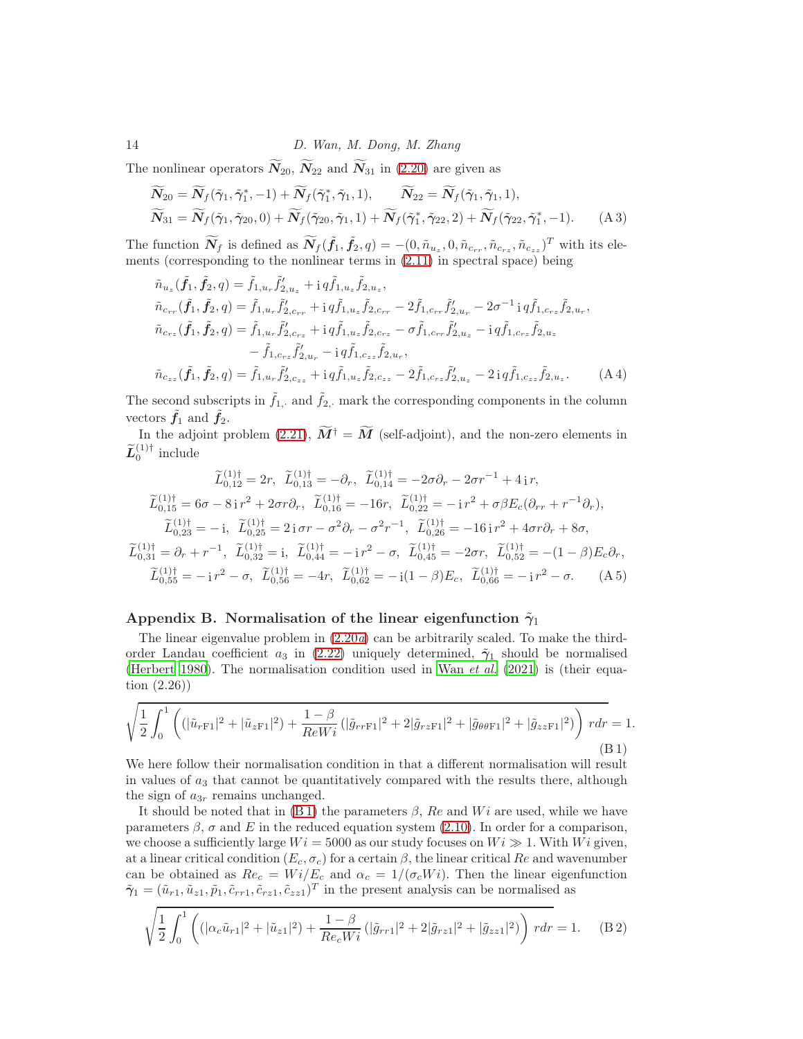The nonlinear operators $\widetilde{\boldsymbol{N}}_{20}$, $\widetilde{\boldsymbol{N}}_{22}$ and $\widetilde{\boldsymbol{N}}_{31}$ in (2.20) are given as

$$
\begin{aligned}
&\widetilde{\boldsymbol{N}}_{20} = \widetilde{\boldsymbol{N}}_f(\tilde{\boldsymbol{\gamma}}_1, \tilde{\boldsymbol{\gamma}}_1^*, -1) + \widetilde{\boldsymbol{N}}_f(\tilde{\boldsymbol{\gamma}}_1^*, \tilde{\boldsymbol{\gamma}}_1, 1), \qquad \widetilde{\boldsymbol{N}}_{22} = \widetilde{\boldsymbol{N}}_f(\tilde{\boldsymbol{\gamma}}_1, \tilde{\boldsymbol{\gamma}}_1, 1),\\
&\widetilde{\boldsymbol{N}}_{31} = \widetilde{\boldsymbol{N}}_f(\tilde{\boldsymbol{\gamma}}_1, \tilde{\boldsymbol{\gamma}}_{20}, 0) + \widetilde{\boldsymbol{N}}_f(\tilde{\boldsymbol{\gamma}}_{20}, \tilde{\boldsymbol{\gamma}}_1, 1) + \widetilde{\boldsymbol{N}}_f(\tilde{\boldsymbol{\gamma}}_1^*, \tilde{\boldsymbol{\gamma}}_{22}, 2) + \widetilde{\boldsymbol{N}}_f(\tilde{\boldsymbol{\gamma}}_{22}, \tilde{\boldsymbol{\gamma}}_1^*, -1).
\end{aligned} \tag{A 3}
$$

The function $\widetilde{\boldsymbol{N}}_f$ is defined as $\widetilde{\boldsymbol{N}}_f(\tilde{\boldsymbol{f}}_1, \tilde{\boldsymbol{f}}_2, q) = -(0, \tilde{n}_{u_z}, 0, \tilde{n}_{c_{rr}}, \tilde{n}_{c_{rz}}, \tilde{n}_{c_{zz}})^T$ with its elements (corresponding to the nonlinear terms in (2.11) in spectral space) being

$$
\begin{aligned}
\tilde{n}_{u_z}(\tilde{\boldsymbol{f}}_1, \tilde{\boldsymbol{f}}_2, q) &= \tilde{f}_{1,u_r}\tilde{f}'_{2,u_z} + \mathrm{i}\, q\tilde{f}_{1,u_z}\tilde{f}_{2,u_z},\\
\tilde{n}_{c_{rr}}(\tilde{\boldsymbol{f}}_1, \tilde{\boldsymbol{f}}_2, q) &= \tilde{f}_{1,u_r}\tilde{f}'_{2,c_{rr}} + \mathrm{i}\, q\tilde{f}_{1,u_z}\tilde{f}_{2,c_{rr}} - 2\tilde{f}_{1,c_{rr}}\tilde{f}'_{2,u_r} - 2\sigma^{-1}\mathrm{i}\, q\tilde{f}_{1,c_{rz}}\tilde{f}_{2,u_r},\\
\tilde{n}_{c_{rz}}(\tilde{\boldsymbol{f}}_1, \tilde{\boldsymbol{f}}_2, q) &= \tilde{f}_{1,u_r}\tilde{f}'_{2,c_{rz}} + \mathrm{i}\, q\tilde{f}_{1,u_z}\tilde{f}_{2,c_{rz}} - \sigma\tilde{f}_{1,c_{rr}}\tilde{f}'_{2,u_z} - \mathrm{i}\, q\tilde{f}_{1,c_{rz}}\tilde{f}_{2,u_z}\\
&\quad - \tilde{f}_{1,c_{rz}}\tilde{f}'_{2,u_r} - \mathrm{i}\, q\tilde{f}_{1,c_{zz}}\tilde{f}_{2,u_r},\\
\tilde{n}_{c_{zz}}(\tilde{\boldsymbol{f}}_1, \tilde{\boldsymbol{f}}_2, q) &= \tilde{f}_{1,u_r}\tilde{f}'_{2,c_{zz}} + \mathrm{i}\, q\tilde{f}_{1,u_z}\tilde{f}_{2,c_{zz}} - 2\tilde{f}_{1,c_{rz}}\tilde{f}'_{2,u_z} - 2\,\mathrm{i}\, q\tilde{f}_{1,c_{zz}}\tilde{f}_{2,u_z}.
\end{aligned} \tag{A 4}
$$

The second subscripts in $\tilde{f}_{1,\cdot}$ and $\tilde{f}_{2,\cdot}$ mark the corresponding components in the column vectors $\tilde{\boldsymbol{f}}_1$ and $\tilde{\boldsymbol{f}}_2$.

In the adjoint problem (2.21), $\widetilde{\boldsymbol{M}}^\dagger = \widetilde{\boldsymbol{M}}$ (self-adjoint), and the non-zero elements in $\widetilde{\boldsymbol{L}}_0^{(1)\dagger}$ include

$$
\begin{gathered}
\widetilde{L}_{0,12}^{(1)\dagger} = 2r,\ \ \widetilde{L}_{0,13}^{(1)\dagger} = -\partial_r,\ \ \widetilde{L}_{0,14}^{(1)\dagger} = -2\sigma\partial_r - 2\sigma r^{-1} + 4\,\mathrm{i}\, r,\\
\widetilde{L}_{0,15}^{(1)\dagger} = 6\sigma - 8\,\mathrm{i}\, r^2 + 2\sigma r\partial_r,\ \ \widetilde{L}_{0,16}^{(1)\dagger} = -16r,\ \ \widetilde{L}_{0,22}^{(1)\dagger} = -\mathrm{i}\, r^2 + \sigma\beta E_c(\partial_{rr} + r^{-1}\partial_r),\\
\widetilde{L}_{0,23}^{(1)\dagger} = -\mathrm{i},\ \ \widetilde{L}_{0,25}^{(1)\dagger} = 2\,\mathrm{i}\,\sigma r - \sigma^2\partial_r - \sigma^2 r^{-1},\ \ \widetilde{L}_{0,26}^{(1)\dagger} = -16\,\mathrm{i}\, r^2 + 4\sigma r\partial_r + 8\sigma,\\
\widetilde{L}_{0,31}^{(1)\dagger} = \partial_r + r^{-1},\ \ \widetilde{L}_{0,32}^{(1)\dagger} = \mathrm{i},\ \ \widetilde{L}_{0,44}^{(1)\dagger} = -\mathrm{i}\, r^2 - \sigma,\ \ \widetilde{L}_{0,45}^{(1)\dagger} = -2\sigma r,\ \ \widetilde{L}_{0,52}^{(1)\dagger} = -(1-\beta)E_c\partial_r,\\
\widetilde{L}_{0,55}^{(1)\dagger} = -\mathrm{i}\, r^2 - \sigma,\ \ \widetilde{L}_{0,56}^{(1)\dagger} = -4r,\ \ \widetilde{L}_{0,62}^{(1)\dagger} = -\mathrm{i}(1-\beta)E_c,\ \ \widetilde{L}_{0,66}^{(1)\dagger} = -\mathrm{i}\, r^2 - \sigma.
\end{gathered} \tag{A 5}
$$

## Appendix B. Normalisation of the linear eigenfunction $\tilde{\boldsymbol{\gamma}}_1$

The linear eigenvalue problem in (2.20*a*) can be arbitrarily scaled. To make the third-order Landau coefficient $a_3$ in (2.22) uniquely determined, $\tilde{\boldsymbol{\gamma}}_1$ should be normalised (Herbert 1980). The normalisation condition used in Wan *et al.* (2021) is (their equation (2.26))

$$
\sqrt{\frac{1}{2}\int_0^1 \left( (|\tilde{u}_{r\mathrm{F}1}|^2 + |\tilde{u}_{z\mathrm{F}1}|^2) + \frac{1-\beta}{ReWi}\left(|\tilde{g}_{rr\mathrm{F}1}|^2 + 2|\tilde{g}_{rz\mathrm{F}1}|^2 + |\tilde{g}_{\theta\theta\mathrm{F}1}|^2 + |\tilde{g}_{zz\mathrm{F}1}|^2\right)\right) r dr} = 1. \tag{B 1}
$$

We here follow their normalisation condition in that a different normalisation will result in values of $a_3$ that cannot be quantitatively compared with the results there, although the sign of $a_{3r}$ remains unchanged.

It should be noted that in (B 1) the parameters $\beta$, $Re$ and $Wi$ are used, while we have parameters $\beta$, $\sigma$ and $E$ in the reduced equation system (2.10). In order for a comparison, we choose a sufficiently large $Wi = 5000$ as our study focuses on $Wi \gg 1$. With $Wi$ given, at a linear critical condition $(E_c, \sigma_c)$ for a certain $\beta$, the linear critical $Re$ and wavenumber can be obtained as $Re_c = Wi/E_c$ and $\alpha_c = 1/(\sigma_c Wi)$. Then the linear eigenfunction $\tilde{\boldsymbol{\gamma}}_1 = (\tilde{u}_{r1}, \tilde{u}_{z1}, \tilde{p}_1, \tilde{c}_{rr1}, \tilde{c}_{rz1}, \tilde{c}_{zz1})^T$ in the present analysis can be normalised as

$$
\sqrt{\frac{1}{2}\int_0^1 \left( (|\alpha_c\tilde{u}_{r1}|^2 + |\tilde{u}_{z1}|^2) + \frac{1-\beta}{Re_cWi}\left(|\tilde{g}_{rr1}|^2 + 2|\tilde{g}_{rz1}|^2 + |\tilde{g}_{zz1}|^2\right)\right) r dr} = 1. \tag{B 2}
$$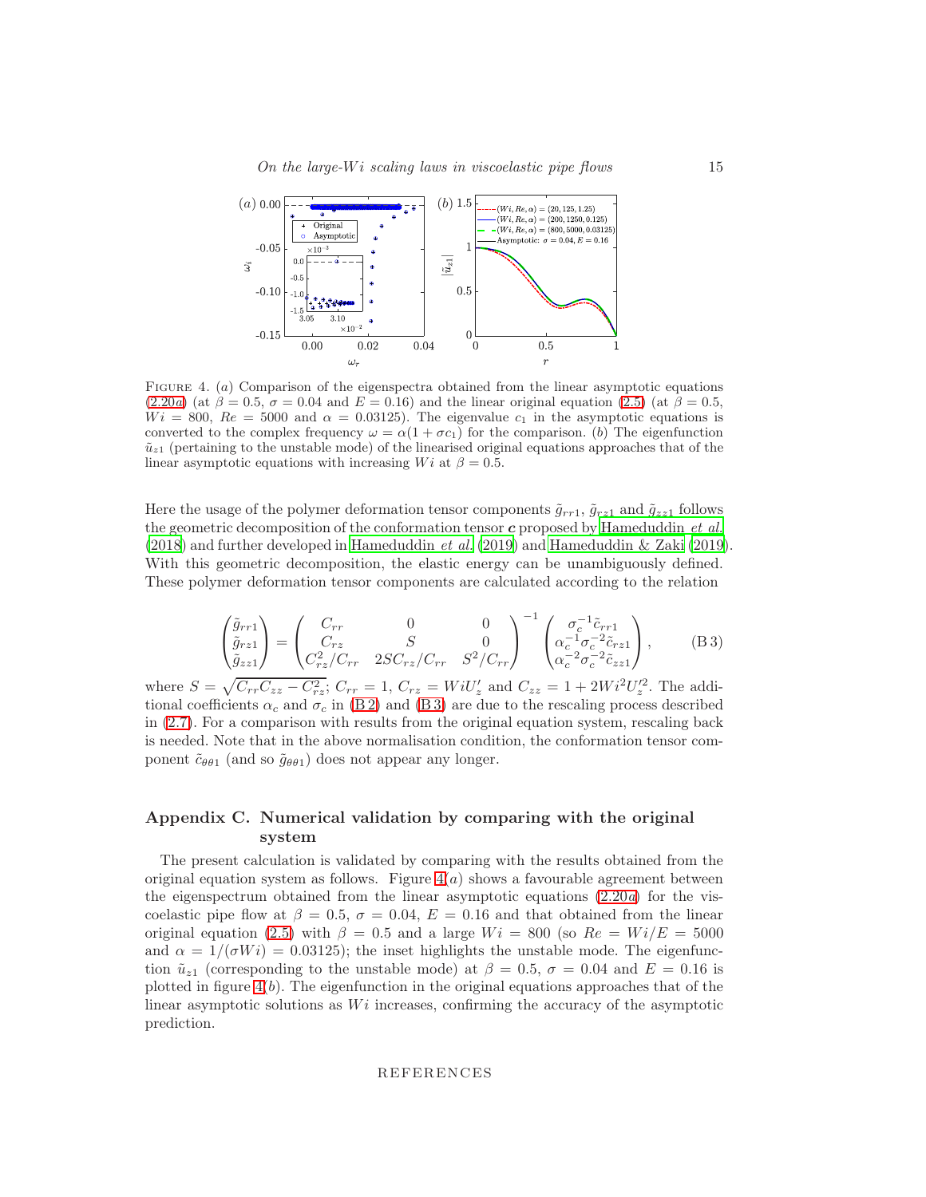FIGURE 4. ($a$) Comparison of the eigenspectra obtained from the linear asymptotic equations (2.20$a$) (at $\beta = 0.5$, $\sigma = 0.04$ and $E = 0.16$) and the linear original equation (2.5) (at $\beta = 0.5$, $Wi = 800$, $Re = 5000$ and $\alpha = 0.03125$). The eigenvalue $c_1$ in the asymptotic equations is converted to the complex frequency $\omega = \alpha(1 + \sigma c_1)$ for the comparison. ($b$) The eigenfunction $\tilde{u}_{z1}$ (pertaining to the unstable mode) of the linearised original equations approaches that of the linear asymptotic equations with increasing $Wi$ at $\beta = 0.5$.

Here the usage of the polymer deformation tensor components $\tilde{g}_{rr1}$, $\tilde{g}_{rz1}$ and $\tilde{g}_{zz1}$ follows the geometric decomposition of the conformation tensor $\boldsymbol{c}$ proposed by Hameduddin *et al.* (2018) and further developed in Hameduddin *et al.* (2019) and Hameduddin & Zaki (2019). With this geometric decomposition, the elastic energy can be unambiguously defined. These polymer deformation tensor components are calculated according to the relation

$$
\begin{pmatrix} \tilde{g}_{rr1} \\ \tilde{g}_{rz1} \\ \tilde{g}_{zz1} \end{pmatrix} = \begin{pmatrix} C_{rr} & 0 & 0 \\ C_{rz} & S & 0 \\ C_{rz}^2/C_{rr} & 2SC_{rz}/C_{rr} & S^2/C_{rr} \end{pmatrix}^{-1} \begin{pmatrix} \sigma_c^{-1}\tilde{c}_{rr1} \\ \alpha_c^{-1}\sigma_c^{-2}\tilde{c}_{rz1} \\ \alpha_c^{-2}\sigma_c^{-2}\tilde{c}_{zz1} \end{pmatrix}, \tag{B 3}
$$

where $S = \sqrt{C_{rr}C_{zz} - C_{rz}^2}$; $C_{rr} = 1$, $C_{rz} = WiU_z'$ and $C_{zz} = 1 + 2Wi^2U_z'^2$. The additional coefficients $\alpha_c$ and $\sigma_c$ in (B 2) and (B 3) are due to the rescaling process described in (2.7). For a comparison with results from the original equation system, rescaling back is needed. Note that in the above normalisation condition, the conformation tensor component $\tilde{c}_{\theta\theta1}$ (and so $\tilde{g}_{\theta\theta1}$) does not appear any longer.

## Appendix C. Numerical validation by comparing with the original system

The present calculation is validated by comparing with the results obtained from the original equation system as follows. Figure 4($a$) shows a favourable agreement between the eigenspectrum obtained from the linear asymptotic equations (2.20$a$) for the viscoelastic pipe flow at $\beta = 0.5$, $\sigma = 0.04$, $E = 0.16$ and that obtained from the linear original equation (2.5) with $\beta = 0.5$ and a large $Wi = 800$ (so $Re = Wi/E = 5000$ and $\alpha = 1/(\sigma Wi) = 0.03125$); the inset highlights the unstable mode. The eigenfunction $\tilde{u}_{z1}$ (corresponding to the unstable mode) at $\beta = 0.5$, $\sigma = 0.04$ and $E = 0.16$ is plotted in figure 4($b$). The eigenfunction in the original equations approaches that of the linear asymptotic solutions as $Wi$ increases, confirming the accuracy of the asymptotic prediction.

REFERENCES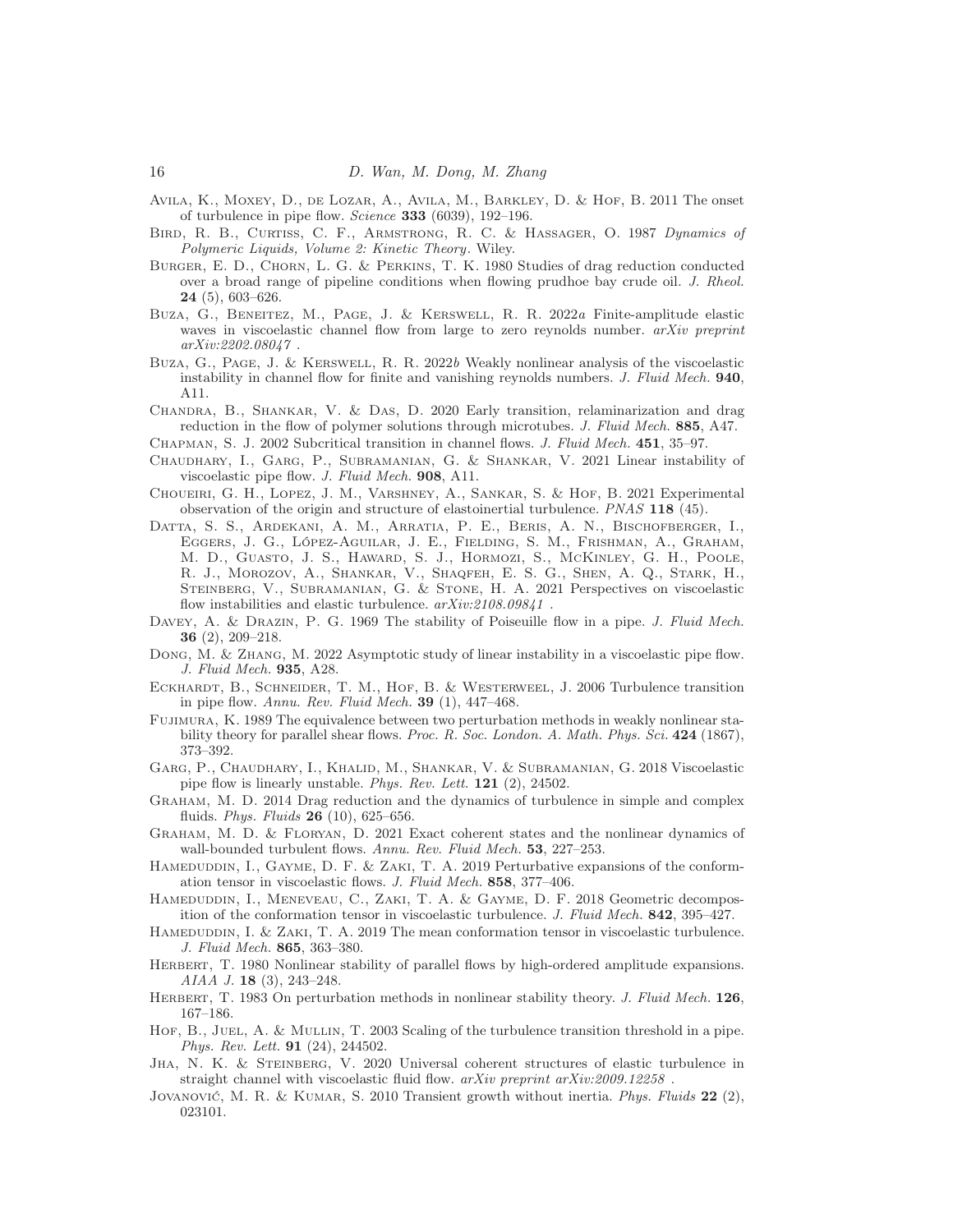Avila, K., Moxey, D., de Lozar, A., Avila, M., Barkley, D. & Hof, B. 2011 The onset of turbulence in pipe flow. *Science* **333** (6039), 192–196.

Bird, R. B., Curtiss, C. F., Armstrong, R. C. & Hassager, O. 1987 *Dynamics of Polymeric Liquids, Volume 2: Kinetic Theory*. Wiley.

Burger, E. D., Chorn, L. G. & Perkins, T. K. 1980 Studies of drag reduction conducted over a broad range of pipeline conditions when flowing prudhoe bay crude oil. *J. Rheol.* **24** (5), 603–626.

Buza, G., Beneitez, M., Page, J. & Kerswell, R. R. 2022*a* Finite-amplitude elastic waves in viscoelastic channel flow from large to zero reynolds number. *arXiv preprint arXiv:2202.08047* .

Buza, G., Page, J. & Kerswell, R. R. 2022*b* Weakly nonlinear analysis of the viscoelastic instability in channel flow for finite and vanishing reynolds numbers. *J. Fluid Mech.* **940**, A11.

Chandra, B., Shankar, V. & Das, D. 2020 Early transition, relaminarization and drag reduction in the flow of polymer solutions through microtubes. *J. Fluid Mech.* **885**, A47.

Chapman, S. J. 2002 Subcritical transition in channel flows. *J. Fluid Mech.* **451**, 35–97.

Chaudhary, I., Garg, P., Subramanian, G. & Shankar, V. 2021 Linear instability of viscoelastic pipe flow. *J. Fluid Mech.* **908**, A11.

Choueiri, G. H., Lopez, J. M., Varshney, A., Sankar, S. & Hof, B. 2021 Experimental observation of the origin and structure of elastoinertial turbulence. *PNAS* **118** (45).

Datta, S. S., Ardekani, A. M., Arratia, P. E., Beris, A. N., Bischofberger, I., Eggers, J. G., López-Aguilar, J. E., Fielding, S. M., Frishman, A., Graham, M. D., Guasto, J. S., Haward, S. J., Hormozi, S., McKinley, G. H., Poole, R. J., Morozov, A., Shankar, V., Shaqfeh, E. S. G., Shen, A. Q., Stark, H., Steinberg, V., Subramanian, G. & Stone, H. A. 2021 Perspectives on viscoelastic flow instabilities and elastic turbulence. *arXiv:2108.09841* .

Davey, A. & Drazin, P. G. 1969 The stability of Poiseuille flow in a pipe. *J. Fluid Mech.* **36** (2), 209–218.

Dong, M. & Zhang, M. 2022 Asymptotic study of linear instability in a viscoelastic pipe flow. *J. Fluid Mech.* **935**, A28.

Eckhardt, B., Schneider, T. M., Hof, B. & Westerweel, J. 2006 Turbulence transition in pipe flow. *Annu. Rev. Fluid Mech.* **39** (1), 447–468.

Fujimura, K. 1989 The equivalence between two perturbation methods in weakly nonlinear stability theory for parallel shear flows. *Proc. R. Soc. London. A. Math. Phys. Sci.* **424** (1867), 373–392.

Garg, P., Chaudhary, I., Khalid, M., Shankar, V. & Subramanian, G. 2018 Viscoelastic pipe flow is linearly unstable. *Phys. Rev. Lett.* **121** (2), 24502.

Graham, M. D. 2014 Drag reduction and the dynamics of turbulence in simple and complex fluids. *Phys. Fluids* **26** (10), 625–656.

Graham, M. D. & Floryan, D. 2021 Exact coherent states and the nonlinear dynamics of wall-bounded turbulent flows. *Annu. Rev. Fluid Mech.* **53**, 227–253.

Hameduddin, I., Gayme, D. F. & Zaki, T. A. 2019 Perturbative expansions of the conformation tensor in viscoelastic flows. *J. Fluid Mech.* **858**, 377–406.

Hameduddin, I., Meneveau, C., Zaki, T. A. & Gayme, D. F. 2018 Geometric decomposition of the conformation tensor in viscoelastic turbulence. *J. Fluid Mech.* **842**, 395–427.

Hameduddin, I. & Zaki, T. A. 2019 The mean conformation tensor in viscoelastic turbulence. *J. Fluid Mech.* **865**, 363–380.

Herbert, T. 1980 Nonlinear stability of parallel flows by high-ordered amplitude expansions. *AIAA J.* **18** (3), 243–248.

Herbert, T. 1983 On perturbation methods in nonlinear stability theory. *J. Fluid Mech.* **126**, 167–186.

Hof, B., Juel, A. & Mullin, T. 2003 Scaling of the turbulence transition threshold in a pipe. *Phys. Rev. Lett.* **91** (24), 244502.

Jha, N. K. & Steinberg, V. 2020 Universal coherent structures of elastic turbulence in straight channel with viscoelastic fluid flow. *arXiv preprint arXiv:2009.12258* .

Jovanović, M. R. & Kumar, S. 2010 Transient growth without inertia. *Phys. Fluids* **22** (2), 023101.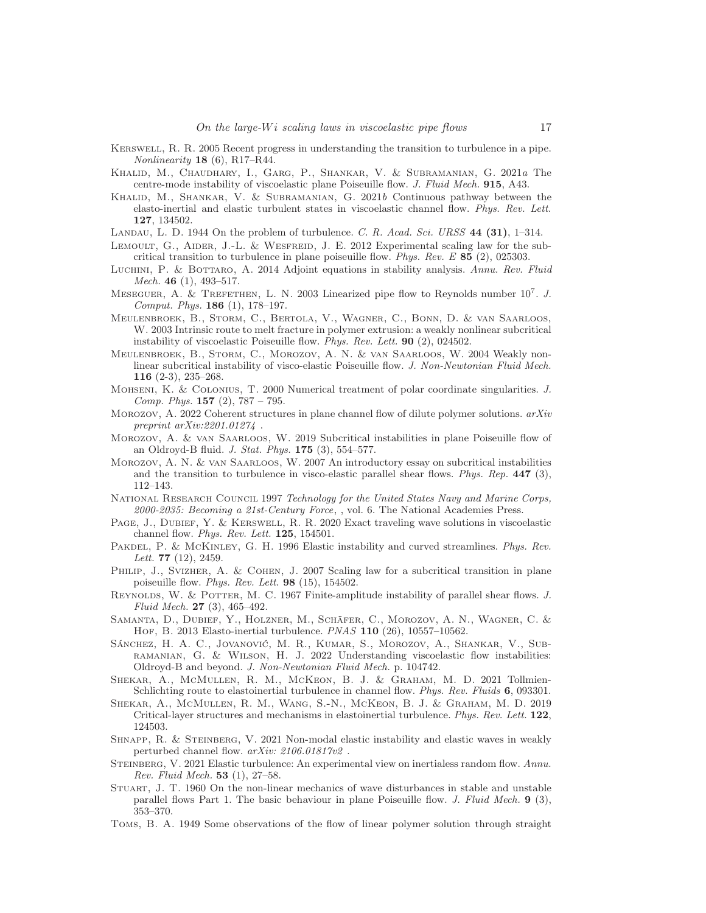Kerswell, R. R. 2005 Recent progress in understanding the transition to turbulence in a pipe. *Nonlinearity* **18** (6), R17–R44.

Khalid, M., Chaudhary, I., Garg, P., Shankar, V. & Subramanian, G. 2021*a* The centre-mode instability of viscoelastic plane Poiseuille flow. *J. Fluid Mech.* **915**, A43.

Khalid, M., Shankar, V. & Subramanian, G. 2021*b* Continuous pathway between the elasto-inertial and elastic turbulent states in viscoelastic channel flow. *Phys. Rev. Lett.* **127**, 134502.

Landau, L. D. 1944 On the problem of turbulence. *C. R. Acad. Sci. URSS* **44 (31)**, 1–314.

Lemoult, G., Aider, J.-L. & Wesfreid, J. E. 2012 Experimental scaling law for the subcritical transition to turbulence in plane poiseuille flow. *Phys. Rev. E* **85** (2), 025303.

Luchini, P. & Bottaro, A. 2014 Adjoint equations in stability analysis. *Annu. Rev. Fluid Mech.* **46** (1), 493–517.

Meseguer, A. & Trefethen, L. N. 2003 Linearized pipe flow to Reynolds number $10^7$. *J. Comput. Phys.* **186** (1), 178–197.

Meulenbroek, B., Storm, C., Bertola, V., Wagner, C., Bonn, D. & van Saarloos, W. 2003 Intrinsic route to melt fracture in polymer extrusion: a weakly nonlinear subcritical instability of viscoelastic Poiseuille flow. *Phys. Rev. Lett.* **90** (2), 024502.

Meulenbroek, B., Storm, C., Morozov, A. N. & van Saarloos, W. 2004 Weakly nonlinear subcritical instability of visco-elastic Poiseuille flow. *J. Non-Newtonian Fluid Mech.* **116** (2-3), 235–268.

Mohseni, K. & Colonius, T. 2000 Numerical treatment of polar coordinate singularities. *J. Comp. Phys.* **157** (2), 787 – 795.

Morozov, A. 2022 Coherent structures in plane channel flow of dilute polymer solutions. *arXiv preprint arXiv:2201.01274* .

Morozov, A. & van Saarloos, W. 2019 Subcritical instabilities in plane Poiseuille flow of an Oldroyd-B fluid. *J. Stat. Phys.* **175** (3), 554–577.

Morozov, A. N. & van Saarloos, W. 2007 An introductory essay on subcritical instabilities and the transition to turbulence in visco-elastic parallel shear flows. *Phys. Rep.* **447** (3), 112–143.

National Research Council 1997 *Technology for the United States Navy and Marine Corps, 2000-2035: Becoming a 21st-Century Force*, , vol. 6. The National Academies Press.

Page, J., Dubief, Y. & Kerswell, R. R. 2020 Exact traveling wave solutions in viscoelastic channel flow. *Phys. Rev. Lett.* **125**, 154501.

Pakdel, P. & McKinley, G. H. 1996 Elastic instability and curved streamlines. *Phys. Rev. Lett.* **77** (12), 2459.

Philip, J., Svizher, A. & Cohen, J. 2007 Scaling law for a subcritical transition in plane poiseuille flow. *Phys. Rev. Lett.* **98** (15), 154502.

Reynolds, W. & Potter, M. C. 1967 Finite-amplitude instability of parallel shear flows. *J. Fluid Mech.* **27** (3), 465–492.

Samanta, D., Dubief, Y., Holzner, M., Schäfer, C., Morozov, A. N., Wagner, C. & Hof, B. 2013 Elasto-inertial turbulence. *PNAS* **110** (26), 10557–10562.

Sánchez, H. A. C., Jovanović, M. R., Kumar, S., Morozov, A., Shankar, V., Subramanian, G. & Wilson, H. J. 2022 Understanding viscoelastic flow instabilities: Oldroyd-B and beyond. *J. Non-Newtonian Fluid Mech.* p. 104742.

Shekar, A., McMullen, R. M., McKeon, B. J. & Graham, M. D. 2021 Tollmien-Schlichting route to elastoinertial turbulence in channel flow. *Phys. Rev. Fluids* **6**, 093301.

Shekar, A., McMullen, R. M., Wang, S.-N., McKeon, B. J. & Graham, M. D. 2019 Critical-layer structures and mechanisms in elastoinertial turbulence. *Phys. Rev. Lett.* **122**, 124503.

Shnapp, R. & Steinberg, V. 2021 Non-modal elastic instability and elastic waves in weakly perturbed channel flow. *arXiv: 2106.01817v2* .

Steinberg, V. 2021 Elastic turbulence: An experimental view on inertialess random flow. *Annu. Rev. Fluid Mech.* **53** (1), 27–58.

Stuart, J. T. 1960 On the non-linear mechanics of wave disturbances in stable and unstable parallel flows Part 1. The basic behaviour in plane Poiseuille flow. *J. Fluid Mech.* **9** (3), 353–370.

Toms, B. A. 1949 Some observations of the flow of linear polymer solution through straight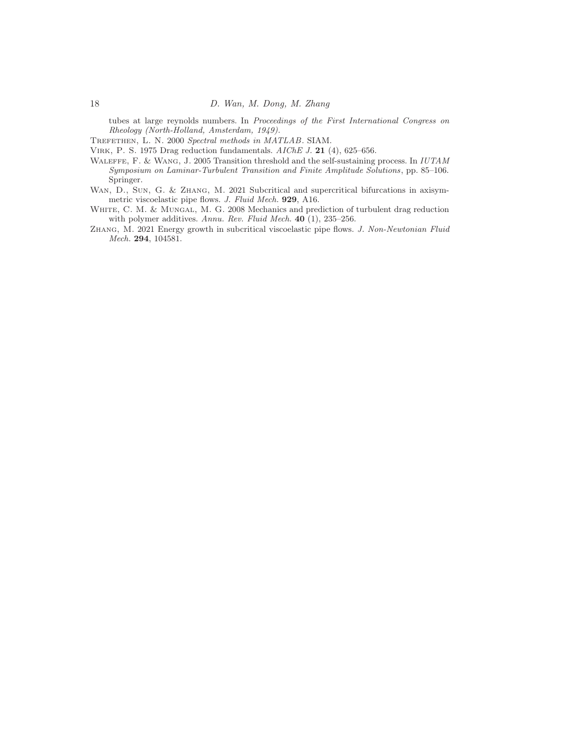tubes at large reynolds numbers. In *Proceedings of the First International Congress on Rheology (North-Holland, Amsterdam, 1949)*.

Trefethen, L. N. 2000 *Spectral methods in MATLAB*. SIAM.

Virk, P. S. 1975 Drag reduction fundamentals. *AIChE J.* **21** (4), 625–656.

Waleffe, F. & Wang, J. 2005 Transition threshold and the self-sustaining process. In *IUTAM Symposium on Laminar-Turbulent Transition and Finite Amplitude Solutions*, pp. 85–106. Springer.

Wan, D., Sun, G. & Zhang, M. 2021 Subcritical and supercritical bifurcations in axisymmetric viscoelastic pipe flows. *J. Fluid Mech.* **929**, A16.

White, C. M. & Mungal, M. G. 2008 Mechanics and prediction of turbulent drag reduction with polymer additives. *Annu. Rev. Fluid Mech.* **40** (1), 235–256.

Zhang, M. 2021 Energy growth in subcritical viscoelastic pipe flows. *J. Non-Newtonian Fluid Mech.* **294**, 104581.